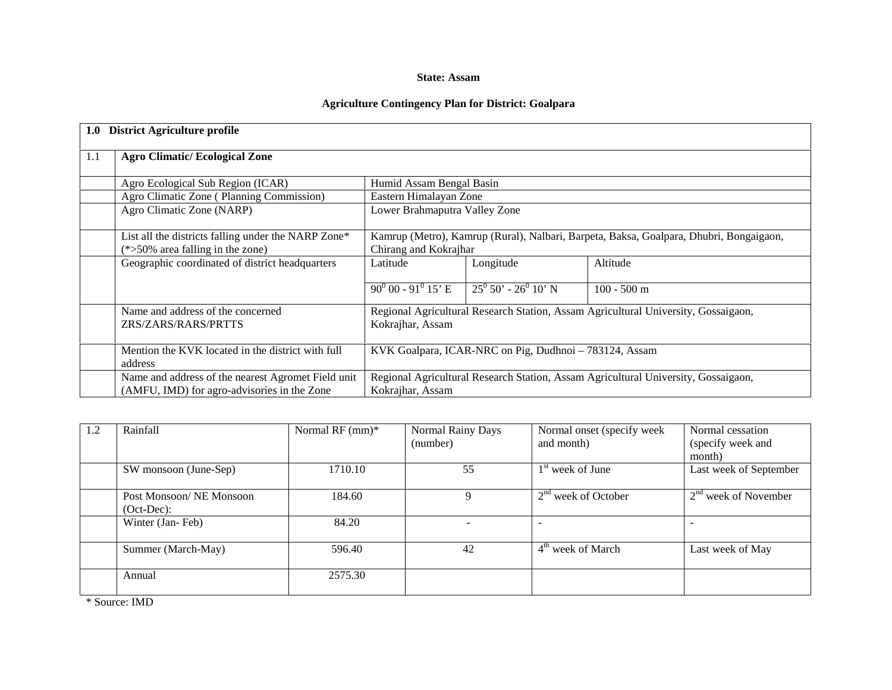**State: Assam**

**Agriculture Contingency Plan for District: Goalpara**

| **1.0 District Agriculture profile** | | | | |
|---|---|---|---|---|
| 1.1 | **Agro Climatic/ Ecological Zone** | | | |
| | Agro Ecological Sub Region (ICAR) | Humid Assam Bengal Basin | | |
| | Agro Climatic Zone ( Planning Commission) | Eastern Himalayan Zone | | |
| | Agro Climatic Zone (NARP) | Lower Brahmaputra Valley Zone | | |
| | List all the districts falling under the NARP Zone* (*>50% area falling in the zone) | Kamrup (Metro), Kamrup (Rural), Nalbari, Barpeta, Baksa, Goalpara, Dhubri, Bongaigaon, Chirang and Kokrajhar | | |
| | Geographic coordinated of district headquarters | Latitude | Longitude | Altitude |
| | | $90^0$ 00 - $91^0$ 15' E | $25^0$ 50' - $26^0$ 10' N | 100 - 500 m |
| | Name and address of the concerned ZRS/ZARS/RARS/PRTTS | Regional Agricultural Research Station, Assam Agricultural University, Gossaigaon, Kokrajhar, Assam | | |
| | Mention the KVK located in the district with full address | KVK Goalpara, ICAR-NRC on Pig, Dudhnoi – 783124, Assam | | |
| | Name and address of the nearest Agromet Field unit (AMFU, IMD) for agro-advisories in the Zone | Regional Agricultural Research Station, Assam Agricultural University, Gossaigaon, Kokrajhar, Assam | | |

| 1.2 | Rainfall | Normal RF (mm)* | Normal Rainy Days (number) | Normal onset (specify week and month) | Normal cessation (specify week and month) |
|---|---|---|---|---|---|
| | SW monsoon (June-Sep) | 1710.10 | 55 | 1st week of June | Last week of September |
| | Post Monsoon/ NE Monsoon (Oct-Dec): | 184.60 | 9 | 2nd week of October | 2nd week of November |
| | Winter (Jan- Feb) | 84.20 | - | - | - |
| | Summer (March-May) | 596.40 | 42 | 4th week of March | Last week of May |
| | Annual | 2575.30 | | | |

* Source: IMD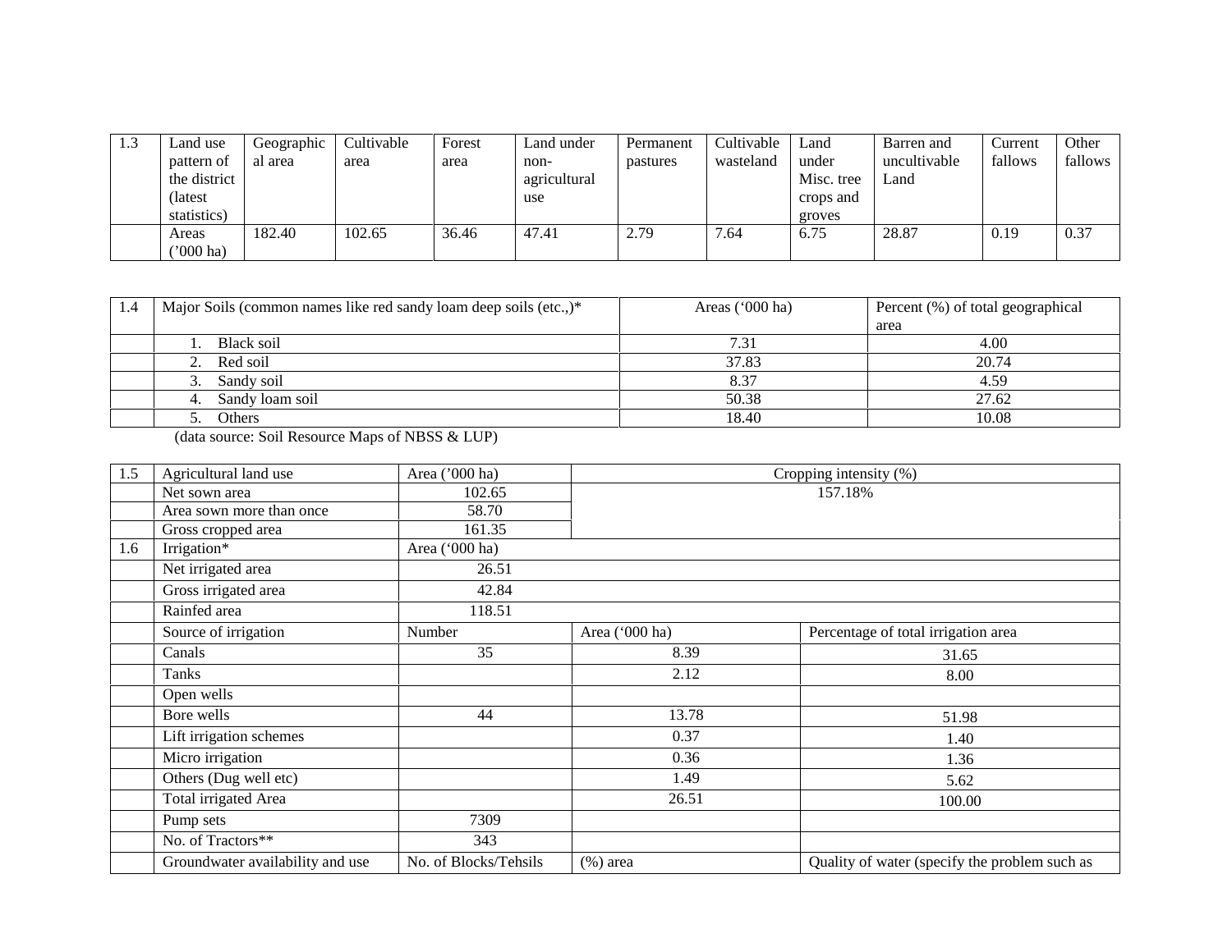| 1.3 | Land use pattern of the district (latest statistics) | Geographical area | Cultivable area | Forest area | Land under non-agricultural use | Permanent pastures | Cultivable wasteland | Land under Misc. tree crops and groves | Barren and uncultivable Land | Current fallows | Other fallows |
|---|---|---|---|---|---|---|---|---|---|---|---|
| | Areas ('000 ha) | 182.40 | 102.65 | 36.46 | 47.41 | 2.79 | 7.64 | 6.75 | 28.87 | 0.19 | 0.37 |

| 1.4 | Major Soils (common names like red sandy loam deep soils (etc.,)* | Areas ('000 ha) | Percent (%) of total geographical area |
|---|---|---|---|
| | 1. Black soil | 7.31 | 4.00 |
| | 2. Red soil | 37.83 | 20.74 |
| | 3. Sandy soil | 8.37 | 4.59 |
| | 4. Sandy loam soil | 50.38 | 27.62 |
| | 5. Others | 18.40 | 10.08 |

(data source: Soil Resource Maps of NBSS & LUP)

| 1.5 | Agricultural land use | Area ('000 ha) | Cropping intensity (%) | |
|---|---|---|---|---|
| | Net sown area | 102.65 | 157.18% | |
| | Area sown more than once | 58.70 | | |
| | Gross cropped area | 161.35 | | |
| 1.6 | Irrigation* | Area ('000 ha) | | |
| | Net irrigated area | 26.51 | | |
| | Gross irrigated area | 42.84 | | |
| | Rainfed area | 118.51 | | |
| | Source of irrigation | Number | Area ('000 ha) | Percentage of total irrigation area |
| | Canals | 35 | 8.39 | 31.65 |
| | Tanks | | 2.12 | 8.00 |
| | Open wells | | | |
| | Bore wells | 44 | 13.78 | 51.98 |
| | Lift irrigation schemes | | 0.37 | 1.40 |
| | Micro irrigation | | 0.36 | 1.36 |
| | Others (Dug well etc) | | 1.49 | 5.62 |
| | Total irrigated Area | | 26.51 | 100.00 |
| | Pump sets | 7309 | | |
| | No. of Tractors** | 343 | | |
| | Groundwater availability and use | No. of Blocks/Tehsils | (%) area | Quality of water (specify the problem such as |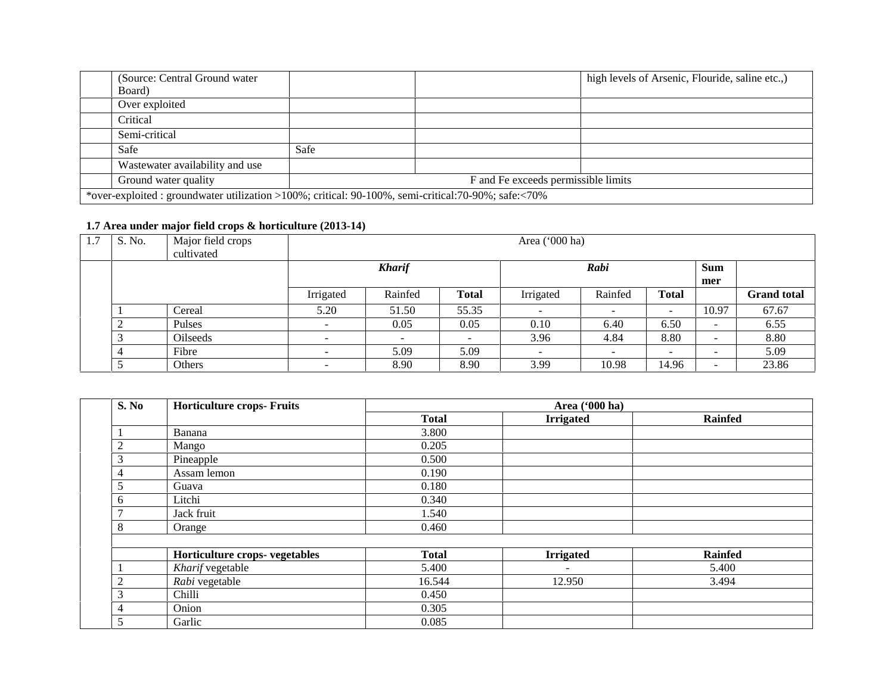| | (Source: Central Ground water Board) | | | high levels of Arsenic, Flouride, saline etc.,) |
|---|---|---|---|---|
| | Over exploited | | | |
| | Critical | | | |
| | Semi-critical | | | |
| | Safe | Safe | | |
| | Wastewater availability and use | | | |
| | Ground water quality | F and Fe exceeds permissible limits | | |
| *over-exploited : groundwater utilization >100%; critical: 90-100%, semi-critical:70-90%; safe:<70% | | | | |

**1.7 Area under major field crops & horticulture (2013-14)**

| 1.7 | S. No. | Major field crops cultivated | Area ('000 ha) | | | | | | | |
|---|---|---|---|---|---|---|---|---|---|---|
| | | | ***Kharif*** | | | ***Rabi*** | | | **Summer** | |
| | | | Irrigated | Rainfed | **Total** | Irrigated | Rainfed | **Total** | | **Grand total** |
| | 1 | Cereal | 5.20 | 51.50 | 55.35 | - | - | - | 10.97 | 67.67 |
| | 2 | Pulses | - | 0.05 | 0.05 | 0.10 | 6.40 | 6.50 | - | 6.55 |
| | 3 | Oilseeds | - | - | - | 3.96 | 4.84 | 8.80 | - | 8.80 |
| | 4 | Fibre | - | 5.09 | 5.09 | - | - | - | - | 5.09 |
| | 5 | Others | - | 8.90 | 8.90 | 3.99 | 10.98 | 14.96 | - | 23.86 |

| | **S. No** | **Horticulture crops- Fruits** | **Area ('000 ha)** | | |
|---|---|---|---|---|---|
| | | | **Total** | **Irrigated** | **Rainfed** |
| | 1 | Banana | 3.800 | | |
| | 2 | Mango | 0.205 | | |
| | 3 | Pineapple | 0.500 | | |
| | 4 | Assam lemon | 0.190 | | |
| | 5 | Guava | 0.180 | | |
| | 6 | Litchi | 0.340 | | |
| | 7 | Jack fruit | 1.540 | | |
| | 8 | Orange | 0.460 | | |
| | | | | | |
| | | **Horticulture crops- vegetables** | **Total** | **Irrigated** | **Rainfed** |
| | 1 | *Kharif* vegetable | 5.400 | - | 5.400 |
| | 2 | *Rabi* vegetable | 16.544 | 12.950 | 3.494 |
| | 3 | Chilli | 0.450 | | |
| | 4 | Onion | 0.305 | | |
| | 5 | Garlic | 0.085 | | |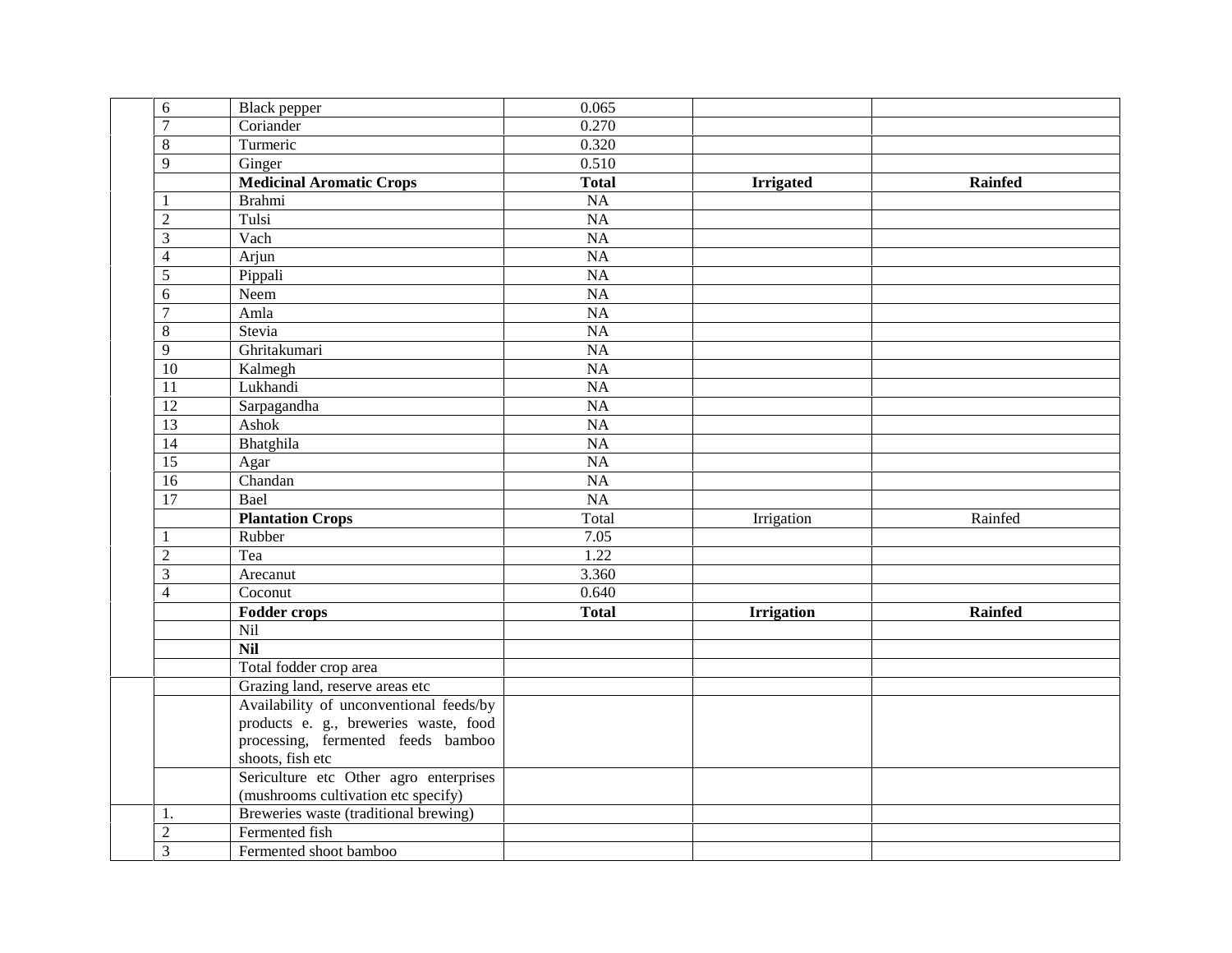| | | | | | |
|---|---|---|---|---|---|
| | 6 | Black pepper | 0.065 | | |
| | 7 | Coriander | 0.270 | | |
| | 8 | Turmeric | 0.320 | | |
| | 9 | Ginger | 0.510 | | |
| | | **Medicinal Aromatic Crops** | **Total** | **Irrigated** | **Rainfed** |
| | 1 | Brahmi | NA | | |
| | 2 | Tulsi | NA | | |
| | 3 | Vach | NA | | |
| | 4 | Arjun | NA | | |
| | 5 | Pippali | NA | | |
| | 6 | Neem | NA | | |
| | 7 | Amla | NA | | |
| | 8 | Stevia | NA | | |
| | 9 | Ghritakumari | NA | | |
| | 10 | Kalmegh | NA | | |
| | 11 | Lukhandi | NA | | |
| | 12 | Sarpagandha | NA | | |
| | 13 | Ashok | NA | | |
| | 14 | Bhatghila | NA | | |
| | 15 | Agar | NA | | |
| | 16 | Chandan | NA | | |
| | 17 | Bael | NA | | |
| | | **Plantation Crops** | Total | Irrigation | Rainfed |
| | 1 | Rubber | 7.05 | | |
| | 2 | Tea | 1.22 | | |
| | 3 | Arecanut | 3.360 | | |
| | 4 | Coconut | 0.640 | | |
| | | **Fodder crops** | **Total** | **Irrigation** | **Rainfed** |
| | | Nil | | | |
| | | **Nil** | | | |
| | | Total fodder crop area | | | |
| | | Grazing land, reserve areas etc | | | |
| | | Availability of unconventional feeds/by products e. g., breweries waste, food processing, fermented feeds bamboo shoots, fish etc | | | |
| | | Sericulture etc Other agro enterprises (mushrooms cultivation etc specify) | | | |
| | 1. | Breweries waste (traditional brewing) | | | |
| | 2 | Fermented fish | | | |
| | 3 | Fermented shoot bamboo | | | |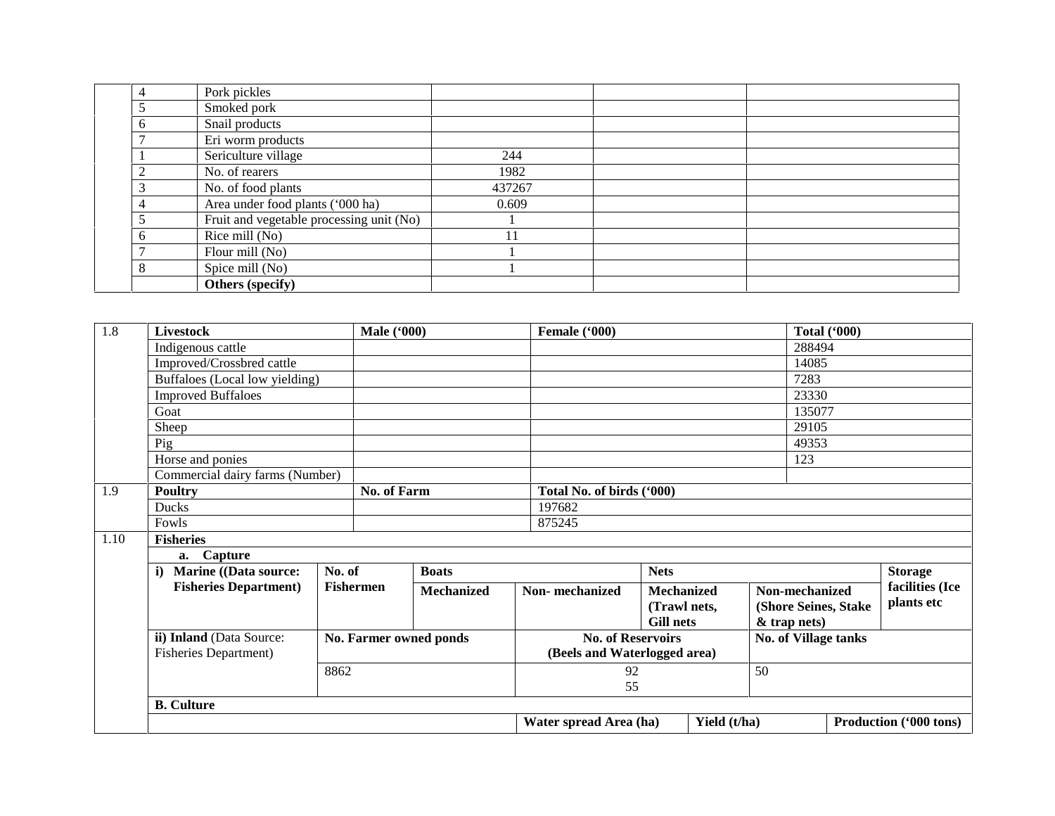|  | 4 | Pork pickles |  |  |  |
|---|---|---|---|---|---|
|  | 5 | Smoked pork |  |  |  |
|  | 6 | Snail products |  |  |  |
|  | 7 | Eri worm products |  |  |  |
|  | 1 | Sericulture village | 244 |  |  |
|  | 2 | No. of rearers | 1982 |  |  |
|  | 3 | No. of food plants | 437267 |  |  |
|  | 4 | Area under food plants ('000 ha) | 0.609 |  |  |
|  | 5 | Fruit and vegetable processing unit (No) | 1 |  |  |
|  | 6 | Rice mill (No) | 11 |  |  |
|  | 7 | Flour mill (No) | 1 |  |  |
|  | 8 | Spice mill (No) | 1 |  |  |
|  |  | **Others (specify)** |  |  |  |

| 1.8 | **Livestock** | **Male ('000)** | **Female ('000)** | **Total ('000)** |
|---|---|---|---|---|
|  | Indigenous cattle |  |  | 288494 |
|  | Improved/Crossbred cattle |  |  | 14085 |
|  | Buffaloes (Local low yielding) |  |  | 7283 |
|  | Improved Buffaloes |  |  | 23330 |
|  | Goat |  |  | 135077 |
|  | Sheep |  |  | 29105 |
|  | Pig |  |  | 49353 |
|  | Horse and ponies |  |  | 123 |
|  | Commercial dairy farms (Number) |  |  |  |
| 1.9 | **Poultry** | **No. of Farm** | **Total No. of birds ('000)** |  |
|  | Ducks |  | 197682 |  |
|  | Fowls |  | 875245 |  |

| 1.10 | **Fisheries** | | | | | | |
|---|---|---|---|---|---|---|---|
|  | **a. Capture** | | | | | | |
|  | **i) Marine ((Data source: Fisheries Department)** | **No. of Fishermen** | **Boats** | | **Nets** | | **Storage facilities (Ice plants etc** |
|  |  |  | **Mechanized** | **Non- mechanized** | **Mechanized (Trawl nets, Gill nets** | **Non-mechanized (Shore Seines, Stake & trap nets)** |  |
|  | **ii) Inland** (Data Source: Fisheries Department) | **No. Farmer owned ponds** | | **No. of Reservoirs (Beels and Waterlogged area)** | | **No. of Village tanks** | |
|  |  | 8862 | | 92<br>55 | | 50 | |
|  | **B. Culture** | | | | | | |
|  |  |  |  | **Water spread Area (ha)** | **Yield (t/ha)** | | **Production ('000 tons)** |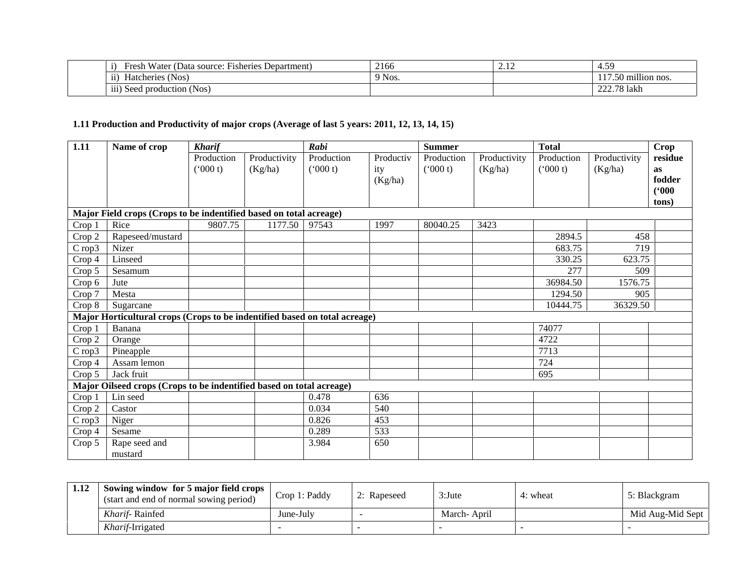| | | | | |
|---|---|---|---|---|
| | i) Fresh Water (Data source: Fisheries Department) | 2166 | 2.12 | 4.59 |
| | ii) Hatcheries (Nos) | 9 Nos. | | 117.50 million nos. |
| | iii) Seed production (Nos) | | | 222.78 lakh |

**1.11 Production and Productivity of major crops (Average of last 5 years: 2011, 12, 13, 14, 15)**

| 1.11 | Name of crop | *Kharif* | | *Rabi* | | Summer | | Total | | Crop residue as fodder ('000 tons) |
|---|---|---|---|---|---|---|---|---|---|---|
| | | Production ('000 t) | Productivity (Kg/ha) | Production ('000 t) | Productivity (Kg/ha) | Production ('000 t) | Productivity (Kg/ha) | Production ('000 t) | Productivity (Kg/ha) | |
| **Major Field crops (Crops to be indentified based on total acreage)** | | | | | | | | | | |
| Crop 1 | Rice | 9807.75 | 1177.50 | 97543 | 1997 | 80040.25 | 3423 | | | |
| Crop 2 | Rapeseed/mustard | | | | | | | 2894.5 | 458 | |
| C rop3 | Nizer | | | | | | | 683.75 | 719 | |
| Crop 4 | Linseed | | | | | | | 330.25 | 623.75 | |
| Crop 5 | Sesamum | | | | | | | 277 | 509 | |
| Crop 6 | Jute | | | | | | | 36984.50 | 1576.75 | |
| Crop 7 | Mesta | | | | | | | 1294.50 | 905 | |
| Crop 8 | Sugarcane | | | | | | | 10444.75 | 36329.50 | |
| **Major Horticultural crops (Crops to be indentified based on total acreage)** | | | | | | | | | | |
| Crop 1 | Banana | | | | | | | 74077 | | |
| Crop 2 | Orange | | | | | | | 4722 | | |
| C rop3 | Pineapple | | | | | | | 7713 | | |
| Crop 4 | Assam lemon | | | | | | | 724 | | |
| Crop 5 | Jack fruit | | | | | | | 695 | | |
| **Major Oilseed crops (Crops to be indentified based on total acreage)** | | | | | | | | | | |
| Crop 1 | Lin seed | | | 0.478 | 636 | | | | | |
| Crop 2 | Castor | | | 0.034 | 540 | | | | | |
| C rop3 | Niger | | | 0.826 | 453 | | | | | |
| Crop 4 | Sesame | | | 0.289 | 533 | | | | | |
| Crop 5 | Rape seed and mustard | | | 3.984 | 650 | | | | | |

| 1.12 | Sowing window for 5 major field crops (start and end of normal sowing period) | Crop 1: Paddy | 2: Rapeseed | 3:Jute | 4: wheat | 5: Blackgram |
|---|---|---|---|---|---|---|
| | *Kharif*- Rainfed | June-July | - | March- April | | Mid Aug-Mid Sept |
| | *Kharif*-Irrigated | - | - | - | - | - |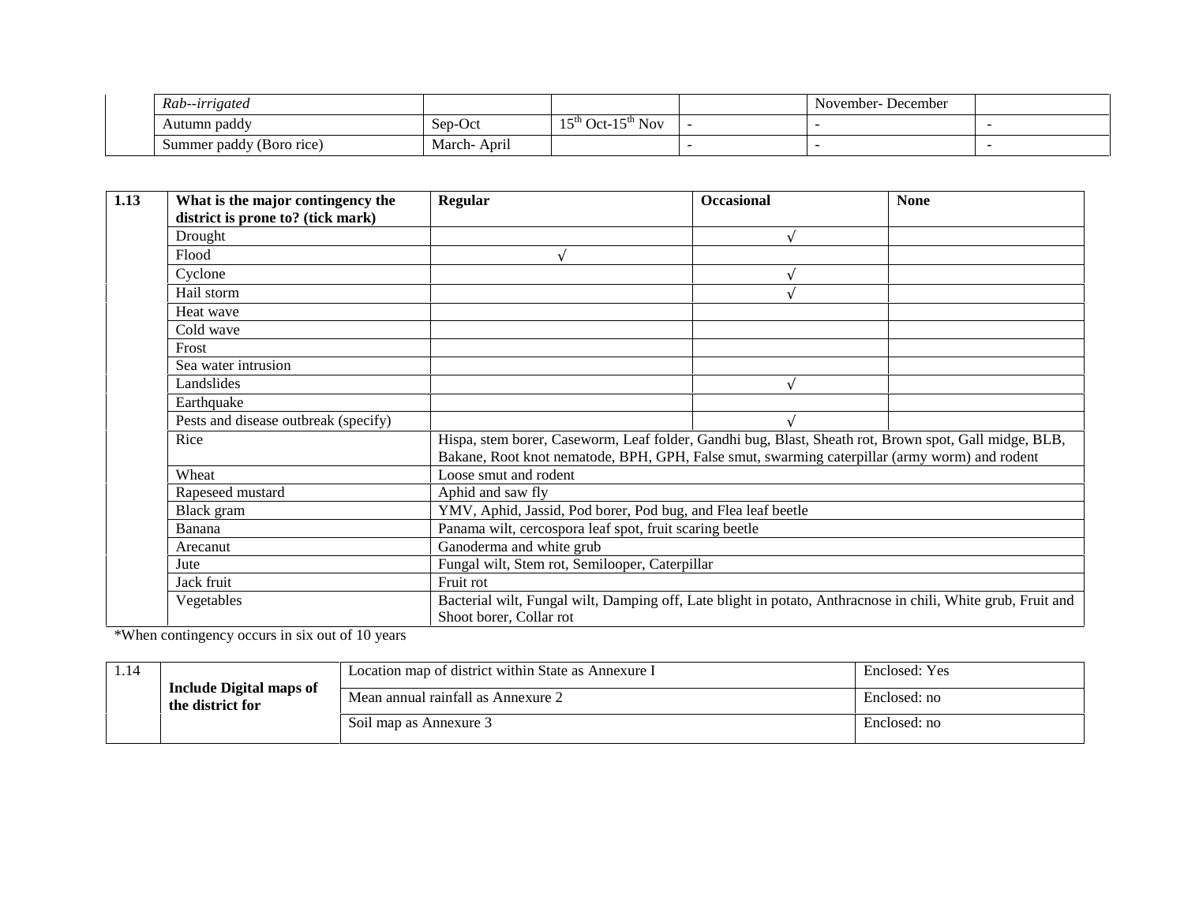| | | | | | | |
|---|---|---|---|---|---|---|
| | *Rab--irrigated* | | | | November- December | |
| | Autumn paddy | Sep-Oct | 15th Oct-15th Nov | - | - | - |
| | Summer paddy (Boro rice) | March- April | | - | - | - |

| 1.13 | What is the major contingency the district is prone to? (tick mark) | Regular | Occasional | None |
|---|---|---|---|---|
| | Drought | | √ | |
| | Flood | √ | | |
| | Cyclone | | √ | |
| | Hail storm | | √ | |
| | Heat wave | | | |
| | Cold wave | | | |
| | Frost | | | |
| | Sea water intrusion | | | |
| | Landslides | | √ | |
| | Earthquake | | | |
| | Pests and disease outbreak (specify) | | √ | |
| | Rice | Hispa, stem borer, Caseworm, Leaf folder, Gandhi bug, Blast, Sheath rot, Brown spot, Gall midge, BLB, Bakane, Root knot nematode, BPH, GPH, False smut, swarming caterpillar (army worm) and rodent | | |
| | Wheat | Loose smut and rodent | | |
| | Rapeseed mustard | Aphid and saw fly | | |
| | Black gram | YMV, Aphid, Jassid, Pod borer, Pod bug, and Flea leaf beetle | | |
| | Banana | Panama wilt, cercospora leaf spot, fruit scaring beetle | | |
| | Arecanut | Ganoderma and white grub | | |
| | Jute | Fungal wilt, Stem rot, Semilooper, Caterpillar | | |
| | Jack fruit | Fruit rot | | |
| | Vegetables | Bacterial wilt, Fungal wilt, Damping off, Late blight in potato, Anthracnose in chili, White grub, Fruit and Shoot borer, Collar rot | | |

*When contingency occurs in six out of 10 years

| 1.14 | **Include Digital maps of the district for** | Location map of district within State as Annexure I | Enclosed: Yes |
|---|---|---|---|
| | | Mean annual rainfall as Annexure 2 | Enclosed: no |
| | | Soil map as Annexure 3 | Enclosed: no |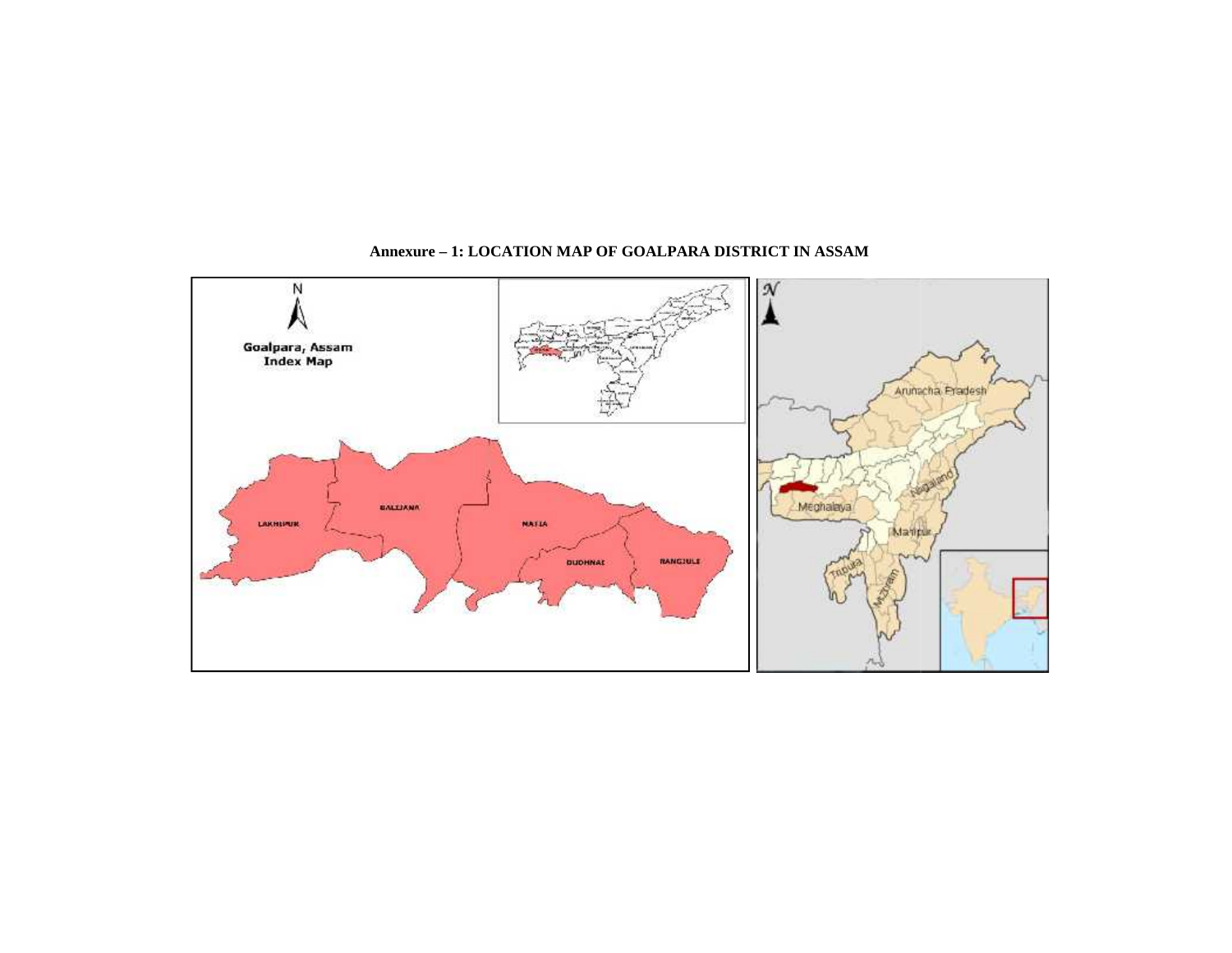**Annexure – 1: LOCATION MAP OF GOALPARA DISTRICT IN ASSAM**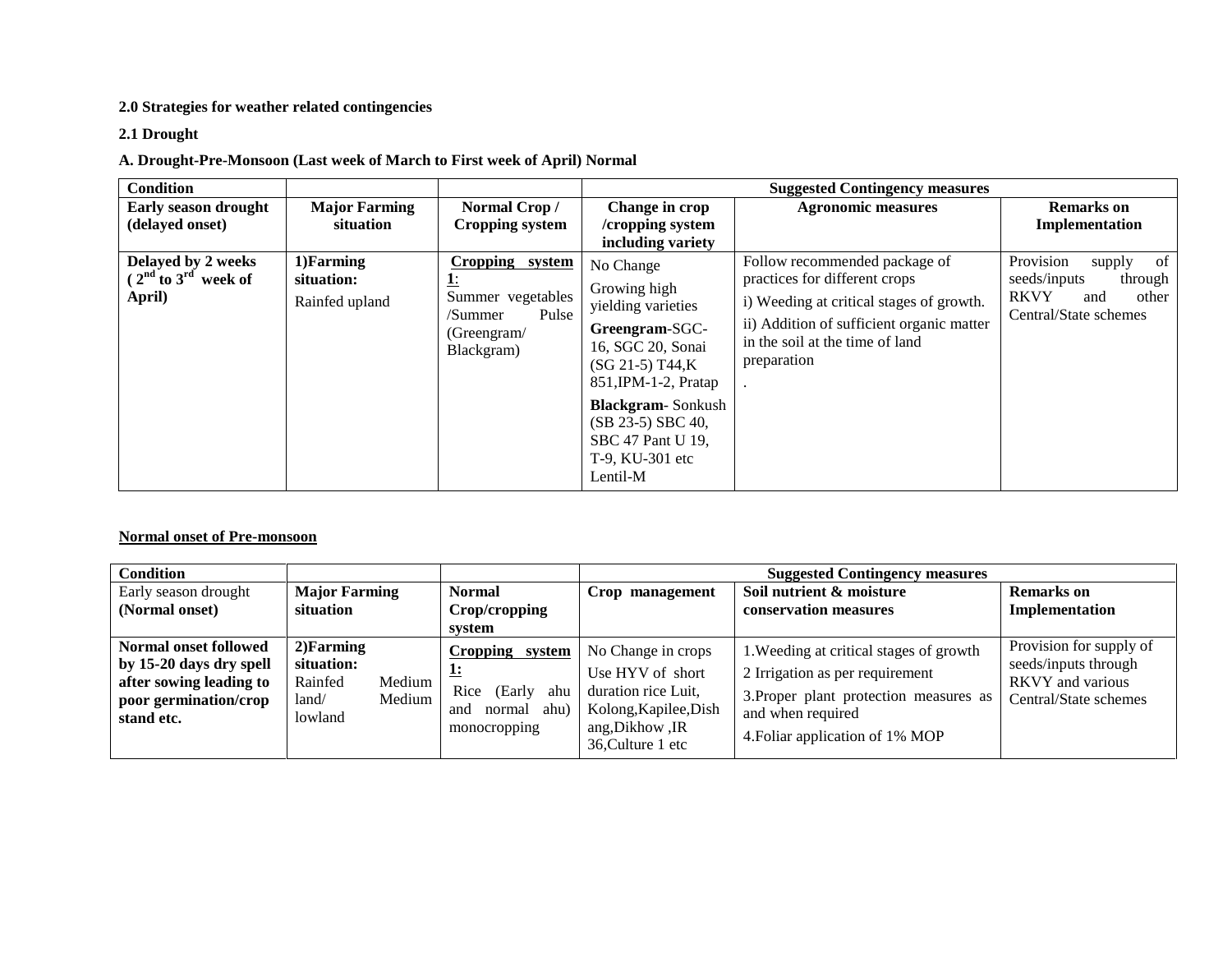**2.0 Strategies for weather related contingencies**

**2.1 Drought**

**A. Drought-Pre-Monsoon (Last week of March to First week of April) Normal**

| **Condition** | | | **Suggested Contingency measures** | | |
|---|---|---|---|---|---|
| **Early season drought (delayed onset)** | **Major Farming situation** | **Normal Crop / Cropping system** | **Change in crop /cropping system including variety** | **Agronomic measures** | **Remarks on Implementation** |
| **Delayed by 2 weeks ( 2nd to 3rd week of April)** | **1)Farming situation:** Rainfed upland | **Cropping system 1**: Summer vegetables /Summer Pulse (Greengram/ Blackgram) | No Change<br>Growing high yielding varieties<br>**Greengram**-SGC-16, SGC 20, Sonai (SG 21-5) T44,K 851,IPM-1-2, Pratap<br>**Blackgram**- Sonkush (SB 23-5) SBC 40, SBC 47 Pant U 19, T-9, KU-301 etc Lentil-M | Follow recommended package of practices for different crops<br>i) Weeding at critical stages of growth.<br>ii) Addition of sufficient organic matter in the soil at the time of land preparation<br>. | Provision supply of seeds/inputs through RKVY and other Central/State schemes |

**Normal onset of Pre-monsoon**

| **Condition** | | | **Suggested Contingency measures** | | |
|---|---|---|---|---|---|
| Early season drought **(Normal onset)** | **Major Farming situation** | **Normal Crop/cropping system** | **Crop management** | **Soil nutrient & moisture conservation measures** | **Remarks on Implementation** |
| **Normal onset followed by 15-20 days dry spell after sowing leading to poor germination/crop stand etc.** | **2)Farming situation:** Rainfed Medium land/ Medium lowland | **Cropping system 1:** Rice (Early ahu and normal ahu) monocropping | No Change in crops<br>Use HYV of short duration rice Luit, Kolong,Kapilee,Dishang,Dikhow ,IR 36,Culture 1 etc | 1.Weeding at critical stages of growth<br>2 Irrigation as per requirement<br>3.Proper plant protection measures as and when required<br>4.Foliar application of 1% MOP | Provision for supply of seeds/inputs through RKVY and various Central/State schemes |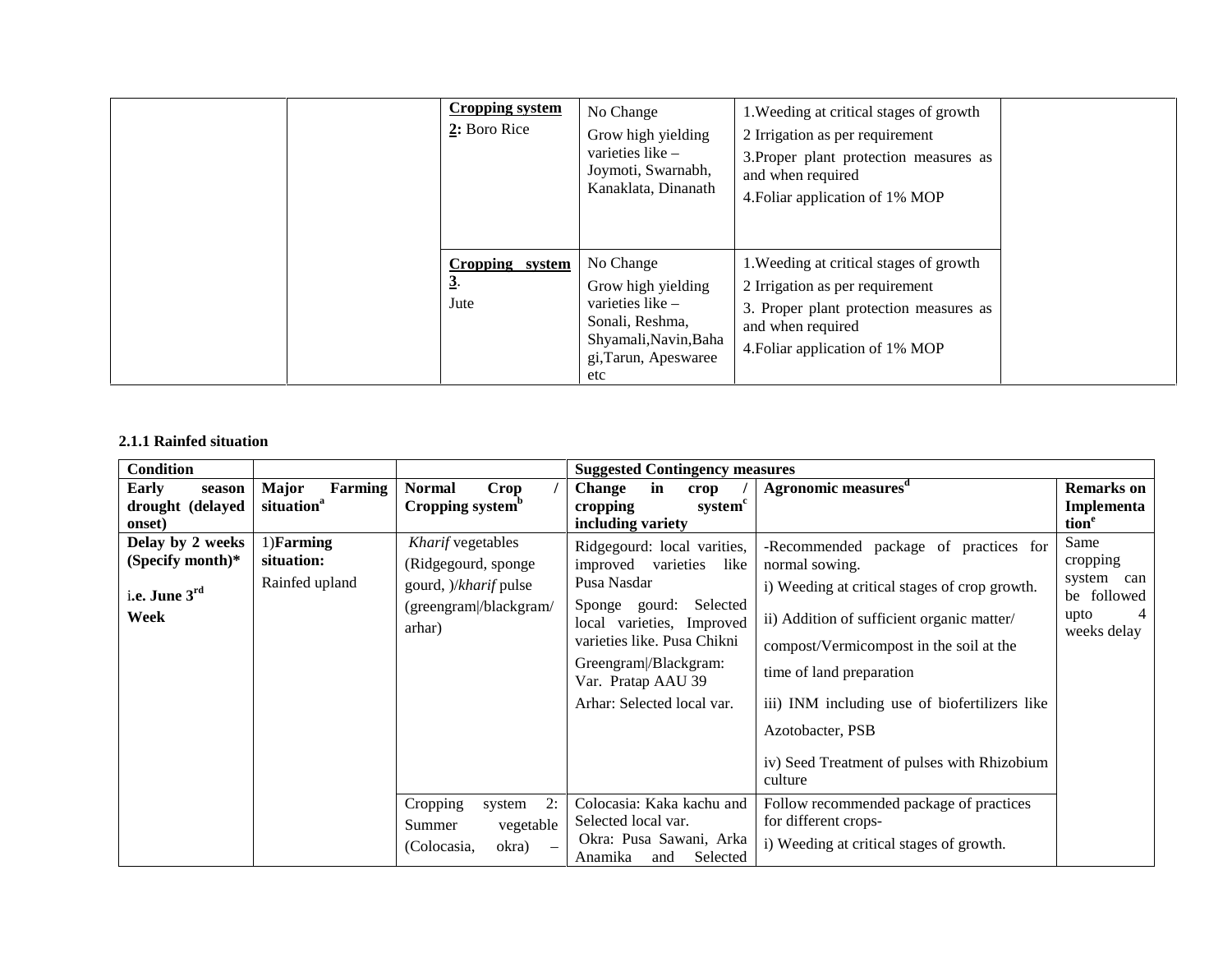| | | | | | |
|---|---|---|---|---|---|
| | | **Cropping system 2:** Boro Rice | No Change<br>Grow high yielding varieties like – Joymoti, Swarnabh, Kanaklata, Dinanath | 1.Weeding at critical stages of growth<br>2 Irrigation as per requirement<br>3.Proper plant protection measures as and when required<br>4.Foliar application of 1% MOP | |
| | | **Cropping system 3**.<br>Jute | No Change<br>Grow high yielding varieties like – Sonali, Reshma, Shyamali,Navin,Bahagi,Tarun, Apeswaree etc | 1.Weeding at critical stages of growth<br>2 Irrigation as per requirement<br>3. Proper plant protection measures as and when required<br>4.Foliar application of 1% MOP | |

**2.1.1 Rainfed situation**

| **Condition** | | | **Suggested Contingency measures** | | |
|---|---|---|---|---|---|
| **Early season drought (delayed onset)** | **Major Farming situation**[a] | **Normal Crop / Cropping system**[b] | **Change in crop / cropping system**[c] **including variety** | **Agronomic measures**[d] | **Remarks on Implementation**[e] |
| **Delay by 2 weeks (Specify month)\***<br><br>**i.e. June 3**[rd] **Week** | 1)**Farming situation:**<br>Rainfed upland | *Kharif* vegetables (Ridgegourd, sponge gourd, )/*kharif* pulse (greengram\|/blackgram/ arhar) | Ridgegourd: local varities, improved varieties like Pusa Nasdar<br>Sponge gourd: Selected local varieties, Improved varieties like. Pusa Chikni<br>Greengram\|/Blackgram: Var. Pratap AAU 39<br>Arhar: Selected local var. | -Recommended package of practices for normal sowing.<br>i) Weeding at critical stages of crop growth.<br>ii) Addition of sufficient organic matter/ compost/Vermicompost in the soil at the time of land preparation<br>iii) INM including use of biofertilizers like Azotobacter, PSB<br>iv) Seed Treatment of pulses with Rhizobium culture | Same cropping system can be followed upto 4 weeks delay |
| | | Cropping system 2: Summer vegetable (Colocasia, okra) – | Colocasia: Kaka kachu and Selected local var.<br>Okra: Pusa Sawani, Arka Anamika and Selected | Follow recommended package of practices for different crops-<br>i) Weeding at critical stages of growth. | |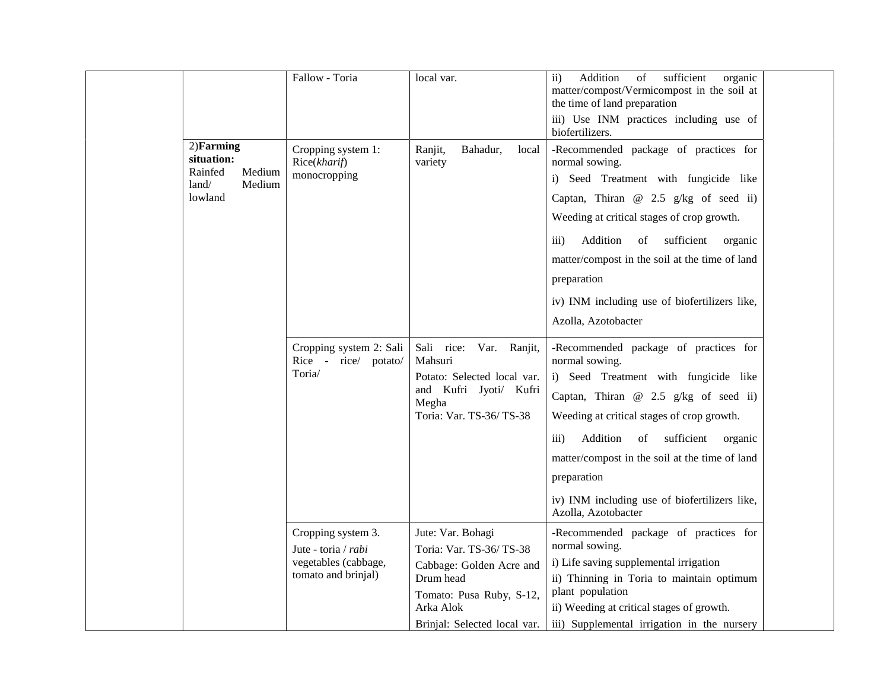|  |  |  |  |  |  |
|---|---|---|---|---|---|
|  |  | Fallow - Toria | local var. | ii) Addition of sufficient organic matter/compost/Vermicompost in the soil at the time of land preparation<br>iii) Use INM practices including use of biofertilizers. |  |
|  | 2)**Farming situation:**<br>Rainfed Medium land/ Medium lowland | Cropping system 1: Rice(*kharif*) monocropping | Ranjit, Bahadur, local variety | -Recommended package of practices for normal sowing.<br>i) Seed Treatment with fungicide like Captan, Thiran @ 2.5 g/kg of seed ii) Weeding at critical stages of crop growth.<br>iii) Addition of sufficient organic matter/compost in the soil at the time of land preparation<br>iv) INM including use of biofertilizers like, Azolla, Azotobacter |  |
|  |  | Cropping system 2: Sali Rice - rice/ potato/ Toria/ | Sali rice: Var. Ranjit, Mahsuri<br>Potato: Selected local var. and Kufri Jyoti/ Kufri Megha<br>Toria: Var. TS-36/ TS-38 | -Recommended package of practices for normal sowing.<br>i) Seed Treatment with fungicide like Captan, Thiran @ 2.5 g/kg of seed ii) Weeding at critical stages of crop growth.<br>iii) Addition of sufficient organic matter/compost in the soil at the time of land preparation<br>iv) INM including use of biofertilizers like, Azolla, Azotobacter |  |
|  |  | Cropping system 3.<br>Jute - toria / *rabi* vegetables (cabbage, tomato and brinjal) | Jute: Var. Bohagi<br>Toria: Var. TS-36/ TS-38<br>Cabbage: Golden Acre and Drum head<br>Tomato: Pusa Ruby, S-12, Arka Alok<br>Brinjal: Selected local var. | -Recommended package of practices for normal sowing.<br>i) Life saving supplemental irrigation<br>ii) Thinning in Toria to maintain optimum plant population<br>ii) Weeding at critical stages of growth.<br>iii) Supplemental irrigation in the nursery |  |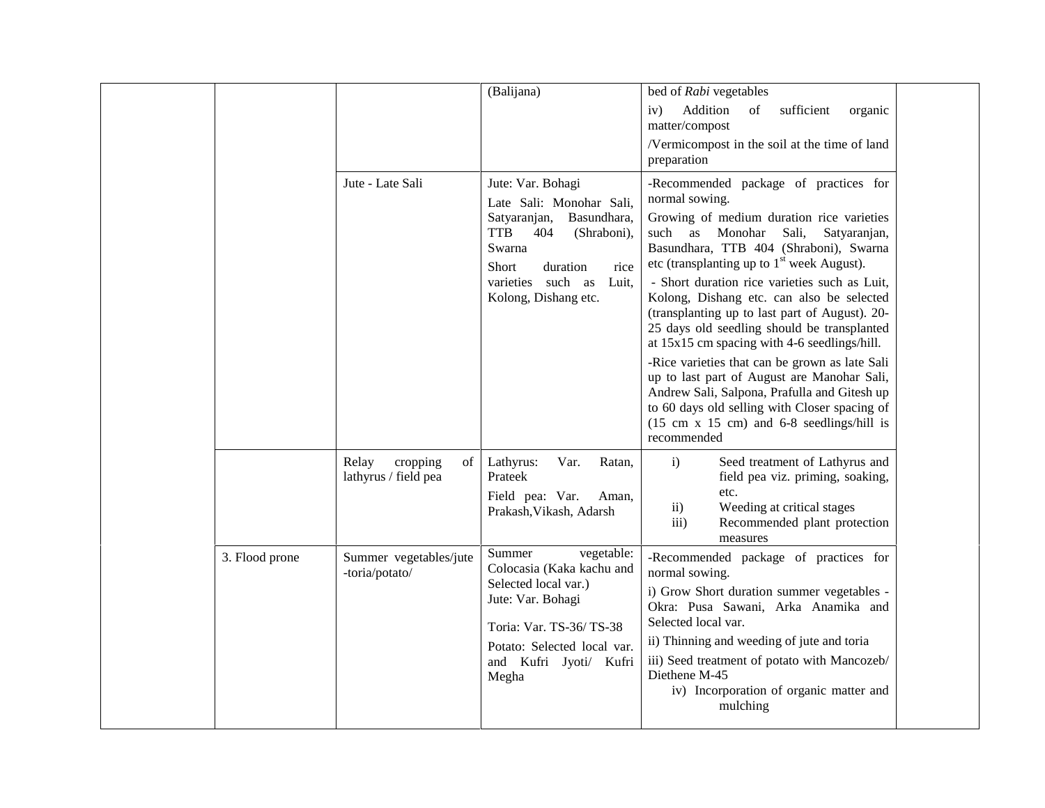| | | | | | |
|---|---|---|---|---|---|
| | | | (Balijana) | bed of *Rabi* vegetables<br>iv) Addition of sufficient organic matter/compost<br>/Vermicompost in the soil at the time of land preparation | |
| | | Jute - Late Sali | Jute: Var. Bohagi<br>Late Sali: Monohar Sali, Satyaranjan, Basundhara, TTB 404 (Shraboni), Swarna<br>Short duration rice varieties such as Luit, Kolong, Dishang etc. | -Recommended package of practices for normal sowing.<br>Growing of medium duration rice varieties such as Monohar Sali, Satyaranjan, Basundhara, TTB 404 (Shraboni), Swarna etc (transplanting up to 1st week August).<br>- Short duration rice varieties such as Luit, Kolong, Dishang etc. can also be selected (transplanting up to last part of August). 20-25 days old seedling should be transplanted at 15x15 cm spacing with 4-6 seedlings/hill.<br>-Rice varieties that can be grown as late Sali up to last part of August are Manohar Sali, Andrew Sali, Salpona, Prafulla and Gitesh up to 60 days old selling with Closer spacing of (15 cm x 15 cm) and 6-8 seedlings/hill is recommended | |
| | | Relay cropping of lathyrus / field pea | Lathyrus: Var. Ratan, Prateek<br>Field pea: Var. Aman, Prakash,Vikash, Adarsh | i) Seed treatment of Lathyrus and field pea viz. priming, soaking, etc.<br>ii) Weeding at critical stages<br>iii) Recommended plant protection measures | |
| | 3. Flood prone | Summer vegetables/jute -toria/potato/ | Summer vegetable: Colocasia (Kaka kachu and Selected local var.)<br>Jute: Var. Bohagi<br>Toria: Var. TS-36/ TS-38<br>Potato: Selected local var. and Kufri Jyoti/ Kufri Megha | -Recommended package of practices for normal sowing.<br>i) Grow Short duration summer vegetables - Okra: Pusa Sawani, Arka Anamika and Selected local var.<br>ii) Thinning and weeding of jute and toria<br>iii) Seed treatment of potato with Mancozeb/ Diethene M-45<br>iv) Incorporation of organic matter and mulching | |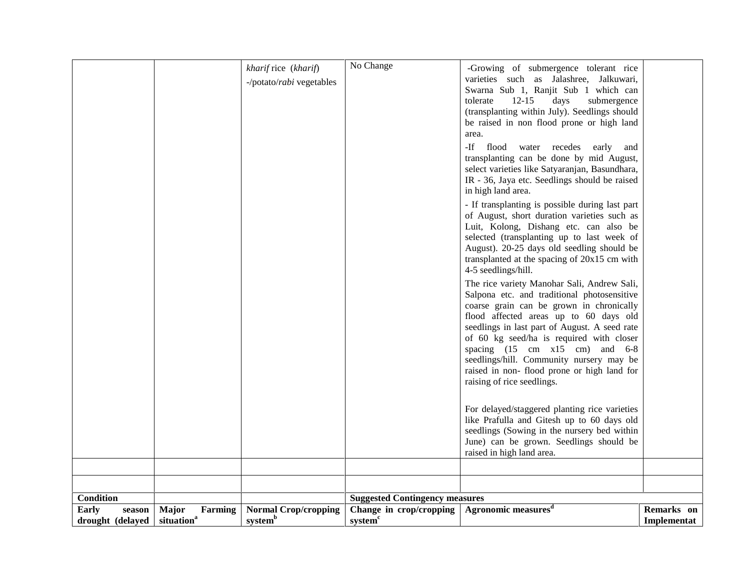| | | *kharif* rice (*kharif*) -/potato/*rabi* vegetables | No Change | -Growing of submergence tolerant rice varieties such as Jalashree, Jalkuwari, Swarna Sub 1, Ranjit Sub 1 which can tolerate 12-15 days submergence (transplanting within July). Seedlings should be raised in non flood prone or high land area.<br>-If flood water recedes early and transplanting can be done by mid August, select varieties like Satyaranjan, Basundhara, IR - 36, Jaya etc. Seedlings should be raised in high land area.<br>- If transplanting is possible during last part of August, short duration varieties such as Luit, Kolong, Dishang etc. can also be selected (transplanting up to last week of August). 20-25 days old seedling should be transplanted at the spacing of 20x15 cm with 4-5 seedlings/hill.<br>The rice variety Manohar Sali, Andrew Sali, Salpona etc. and traditional photosensitive coarse grain can be grown in chronically flood affected areas up to 60 days old seedlings in last part of August. A seed rate of 60 kg seed/ha is required with closer spacing (15 cm x15 cm) and 6-8 seedlings/hill. Community nursery may be raised in non- flood prone or high land for raising of rice seedlings.<br>For delayed/staggered planting rice varieties like Prafulla and Gitesh up to 60 days old seedlings (Sowing in the nursery bed within June) can be grown. Seedlings should be raised in high land area. | |
|---|---|---|---|---|---|
| | | | | | |
| | | | | | |

| **Condition** | | | **Suggested Contingency measures** | | |
|---|---|---|---|---|---|
| **Early season drought (delayed** | **Major Farming situation**[a] | **Normal Crop/cropping system**[b] | **Change in crop/cropping system**[c] | **Agronomic measures**[d] | **Remarks on Implementat** |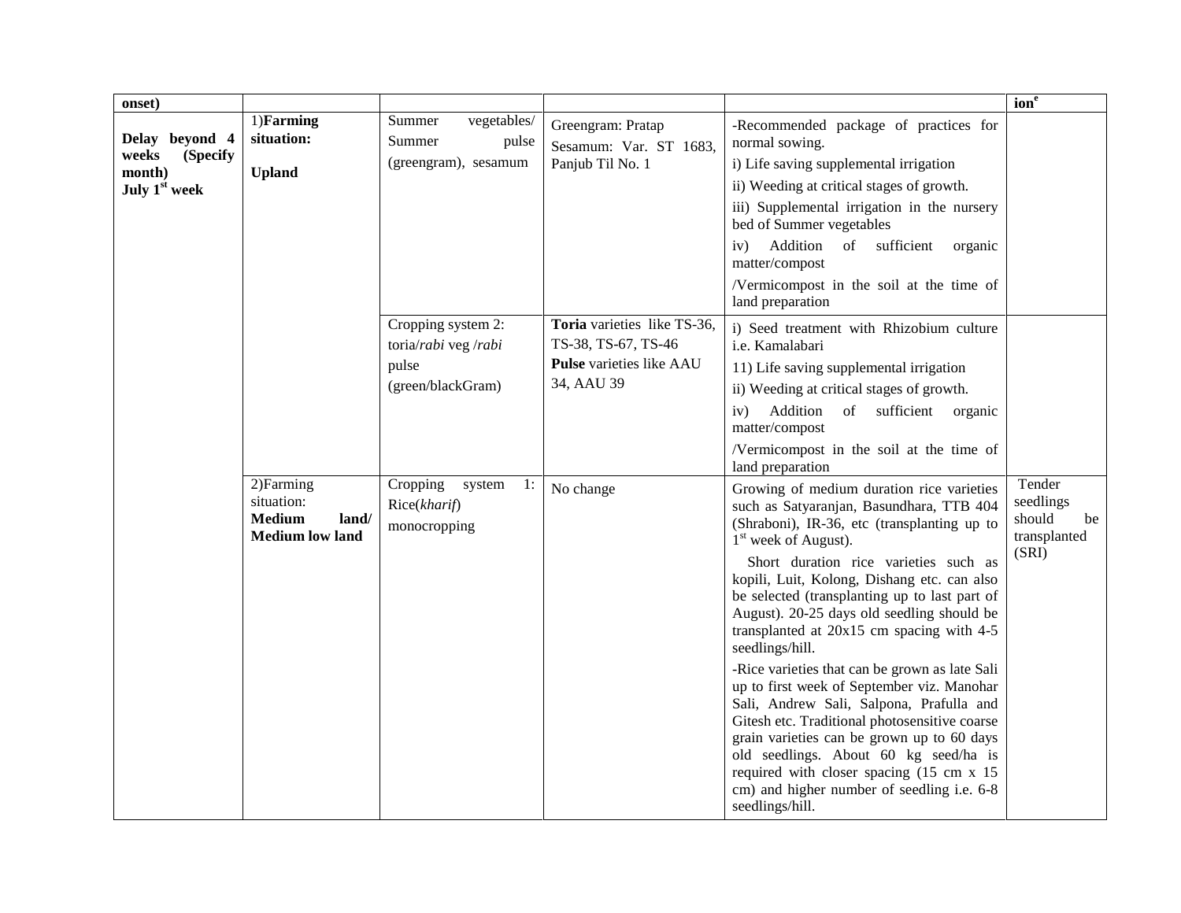| onset) | | | | | ion[e] |
|---|---|---|---|---|---|
| **Delay beyond 4 weeks (Specify month)** **July 1st week** | 1)**Farming situation:** **Upland** | Summer vegetables/ Summer pulse (greengram), sesamum | Greengram: Pratap Sesamum: Var. ST 1683, Panjub Til No. 1 | -Recommended package of practices for normal sowing.<br>i) Life saving supplemental irrigation<br>ii) Weeding at critical stages of growth.<br>iii) Supplemental irrigation in the nursery bed of Summer vegetables<br>iv) Addition of sufficient organic matter/compost<br>/Vermicompost in the soil at the time of land preparation | |
| | | Cropping system 2: toria/*rabi* veg /*rabi* pulse (green/blackGram) | **Toria** varieties like TS-36, TS-38, TS-67, TS-46<br>**Pulse** varieties like AAU 34, AAU 39 | i) Seed treatment with Rhizobium culture i.e. Kamalabari<br>11) Life saving supplemental irrigation<br>ii) Weeding at critical stages of growth.<br>iv) Addition of sufficient organic matter/compost<br>/Vermicompost in the soil at the time of land preparation | |
| | 2)Farming situation: **Medium land/ Medium low land** | Cropping system 1: Rice(*kharif*) monocropping | No change | Growing of medium duration rice varieties such as Satyaranjan, Basundhara, TTB 404 (Shraboni), IR-36, etc (transplanting up to 1st week of August).<br>Short duration rice varieties such as kopili, Luit, Kolong, Dishang etc. can also be selected (transplanting up to last part of August). 20-25 days old seedling should be transplanted at 20x15 cm spacing with 4-5 seedlings/hill.<br>-Rice varieties that can be grown as late Sali up to first week of September viz. Manohar Sali, Andrew Sali, Salpona, Prafulla and Gitesh etc. Traditional photosensitive coarse grain varieties can be grown up to 60 days old seedlings. About 60 kg seed/ha is required with closer spacing (15 cm x 15 cm) and higher number of seedling i.e. 6-8 seedlings/hill. | Tender seedlings should be transplanted (SRI) |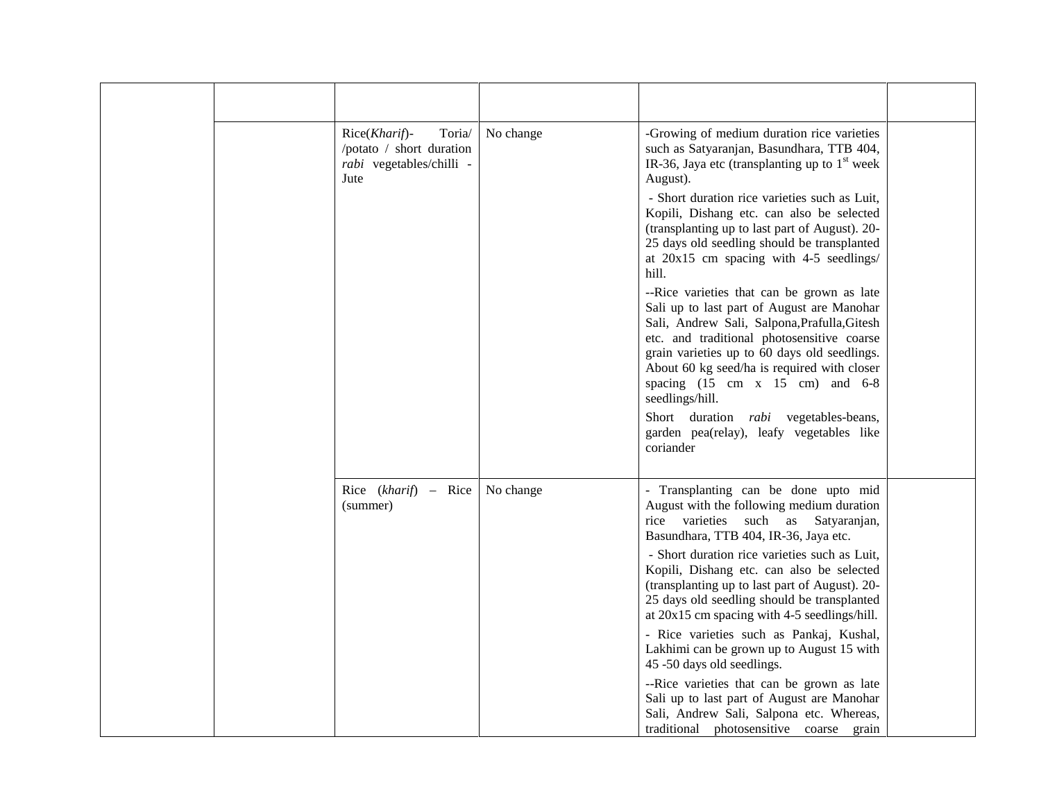| | | | | | |
|---|---|---|---|---|---|
| | | | | | |
| | | Rice(*Kharif*)- Toria/ /potato / short duration *rabi* vegetables/chilli - Jute | No change | -Growing of medium duration rice varieties such as Satyaranjan, Basundhara, TTB 404, IR-36, Jaya etc (transplanting up to 1st week August).<br>- Short duration rice varieties such as Luit, Kopili, Dishang etc. can also be selected (transplanting up to last part of August). 20-25 days old seedling should be transplanted at 20x15 cm spacing with 4-5 seedlings/ hill.<br>--Rice varieties that can be grown as late Sali up to last part of August are Manohar Sali, Andrew Sali, Salpona,Prafulla,Gitesh etc. and traditional photosensitive coarse grain varieties up to 60 days old seedlings. About 60 kg seed/ha is required with closer spacing (15 cm x 15 cm) and 6-8 seedlings/hill.<br>Short duration *rabi* vegetables-beans, garden pea(relay), leafy vegetables like coriander | |
| | | Rice (*kharif*) – Rice (summer) | No change | - Transplanting can be done upto mid August with the following medium duration rice varieties such as Satyaranjan, Basundhara, TTB 404, IR-36, Jaya etc.<br>- Short duration rice varieties such as Luit, Kopili, Dishang etc. can also be selected (transplanting up to last part of August). 20-25 days old seedling should be transplanted at 20x15 cm spacing with 4-5 seedlings/hill.<br>- Rice varieties such as Pankaj, Kushal, Lakhimi can be grown up to August 15 with 45 -50 days old seedlings.<br>--Rice varieties that can be grown as late Sali up to last part of August are Manohar Sali, Andrew Sali, Salpona etc. Whereas, traditional photosensitive coarse grain | |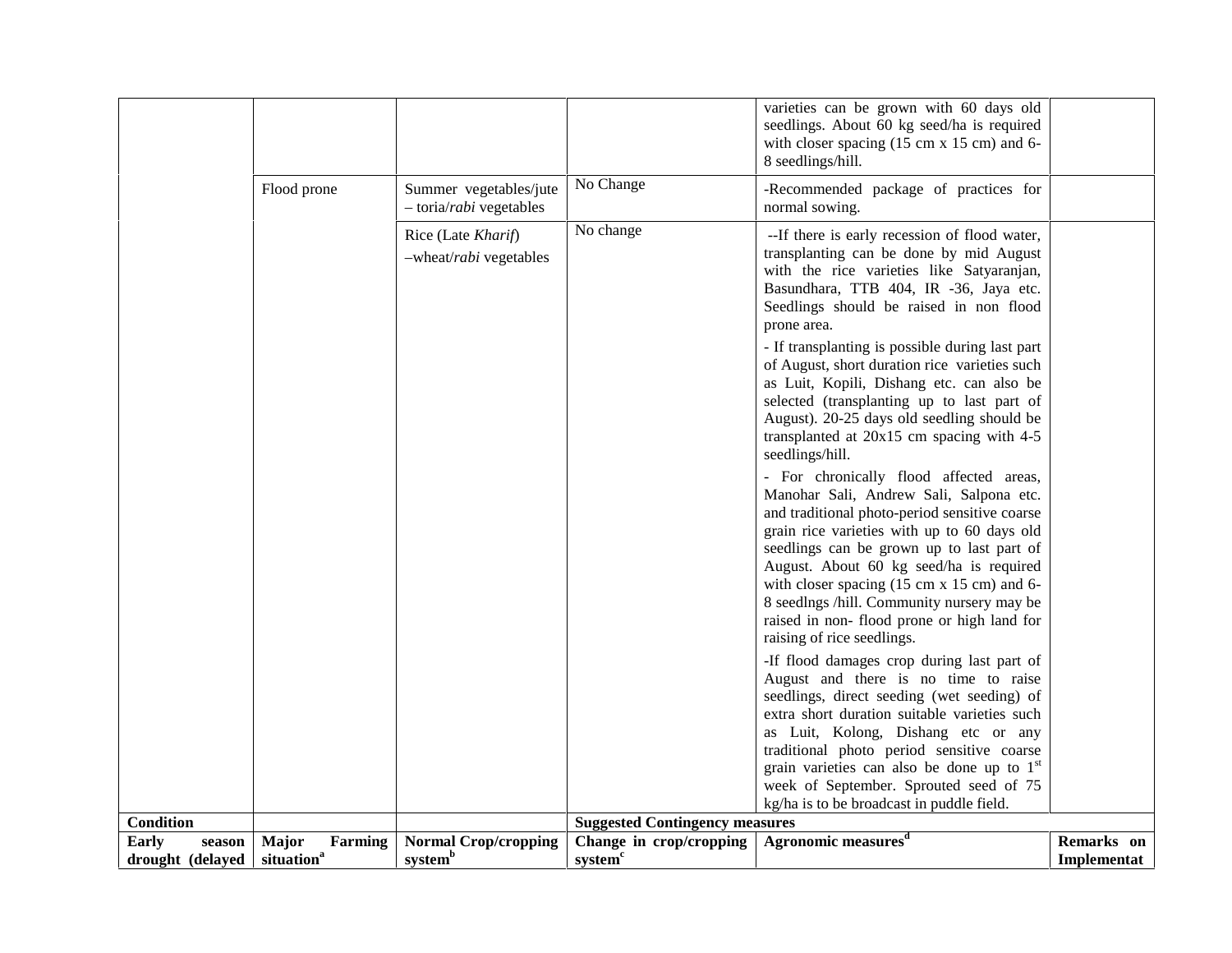| | | | | | |
|---|---|---|---|---|---|
| | | | | varieties can be grown with 60 days old seedlings. About 60 kg seed/ha is required with closer spacing (15 cm x 15 cm) and 6-8 seedlings/hill. | |
| | Flood prone | Summer vegetables/jute – toria/*rabi* vegetables | No Change | -Recommended package of practices for normal sowing. | |
| | | Rice (Late *Kharif*) –wheat/*rabi* vegetables | No change | --If there is early recession of flood water, transplanting can be done by mid August with the rice varieties like Satyaranjan, Basundhara, TTB 404, IR -36, Jaya etc. Seedlings should be raised in non flood prone area.<br>- If transplanting is possible during last part of August, short duration rice varieties such as Luit, Kopili, Dishang etc. can also be selected (transplanting up to last part of August). 20-25 days old seedling should be transplanted at 20x15 cm spacing with 4-5 seedlings/hill.<br>- For chronically flood affected areas, Manohar Sali, Andrew Sali, Salpona etc. and traditional photo-period sensitive coarse grain rice varieties with up to 60 days old seedlings can be grown up to last part of August. About 60 kg seed/ha is required with closer spacing (15 cm x 15 cm) and 6-8 seedlngs /hill. Community nursery may be raised in non- flood prone or high land for raising of rice seedlings.<br>-If flood damages crop during last part of August and there is no time to raise seedlings, direct seeding (wet seeding) of extra short duration suitable varieties such as Luit, Kolong, Dishang etc or any traditional photo period sensitive coarse grain varieties can also be done up to 1st week of September. Sprouted seed of 75 kg/ha is to be broadcast in puddle field. | |
| **Condition** | | | **Suggested Contingency measures** | | |
| **Early season drought (delayed** | **Major Farming situation[a]** | **Normal Crop/cropping system[b]** | **Change in crop/cropping system[c]** | **Agronomic measures[d]** | **Remarks on Implementat** |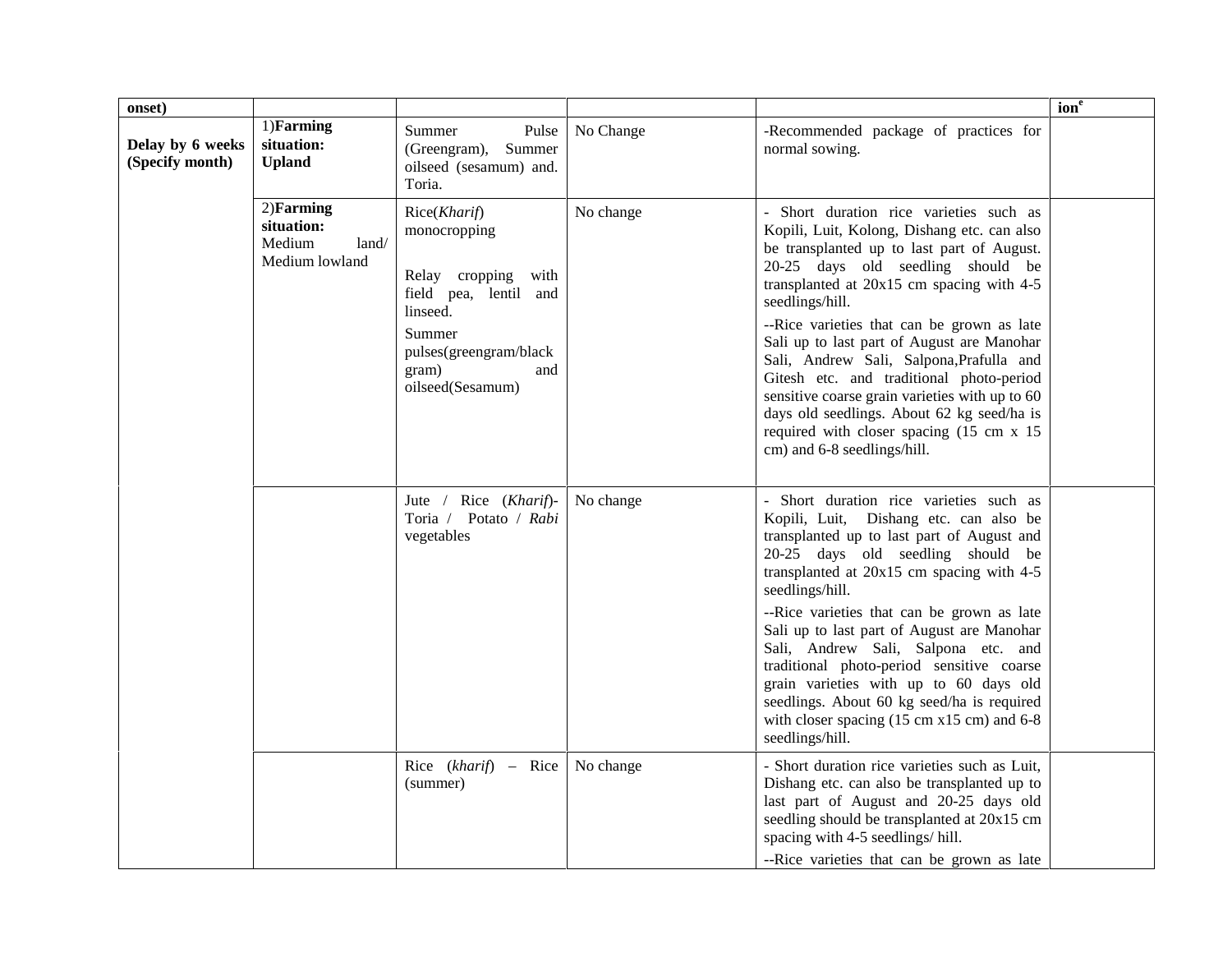| onset) | | | | | ion[e] |
|---|---|---|---|---|---|
| **Delay by 6 weeks (Specify month)** | 1)**Farming situation: Upland** | Summer Pulse (Greengram), Summer oilseed (sesamum) and. Toria. | No Change | -Recommended package of practices for normal sowing. | |
| | 2)**Farming situation:** Medium land/ Medium lowland | Rice(*Kharif*) monocropping<br><br>Relay cropping with field pea, lentil and linseed.<br><br>Summer pulses(greengram/black gram) and oilseed(Sesamum) | No change | - Short duration rice varieties such as Kopili, Luit, Kolong, Dishang etc. can also be transplanted up to last part of August. 20-25 days old seedling should be transplanted at 20x15 cm spacing with 4-5 seedlings/hill.<br><br>--Rice varieties that can be grown as late Sali up to last part of August are Manohar Sali, Andrew Sali, Salpona,Prafulla and Gitesh etc. and traditional photo-period sensitive coarse grain varieties with up to 60 days old seedlings. About 62 kg seed/ha is required with closer spacing (15 cm x 15 cm) and 6-8 seedlings/hill. | |
| | | Jute / Rice (*Kharif*)-Toria / Potato / *Rabi* vegetables | No change | - Short duration rice varieties such as Kopili, Luit, Dishang etc. can also be transplanted up to last part of August and 20-25 days old seedling should be transplanted at 20x15 cm spacing with 4-5 seedlings/hill.<br><br>--Rice varieties that can be grown as late Sali up to last part of August are Manohar Sali, Andrew Sali, Salpona etc. and traditional photo-period sensitive coarse grain varieties with up to 60 days old seedlings. About 60 kg seed/ha is required with closer spacing (15 cm x15 cm) and 6-8 seedlings/hill. | |
| | | Rice (*kharif*) – Rice (summer) | No change | - Short duration rice varieties such as Luit, Dishang etc. can also be transplanted up to last part of August and 20-25 days old seedling should be transplanted at 20x15 cm spacing with 4-5 seedlings/ hill.<br><br>--Rice varieties that can be grown as late | |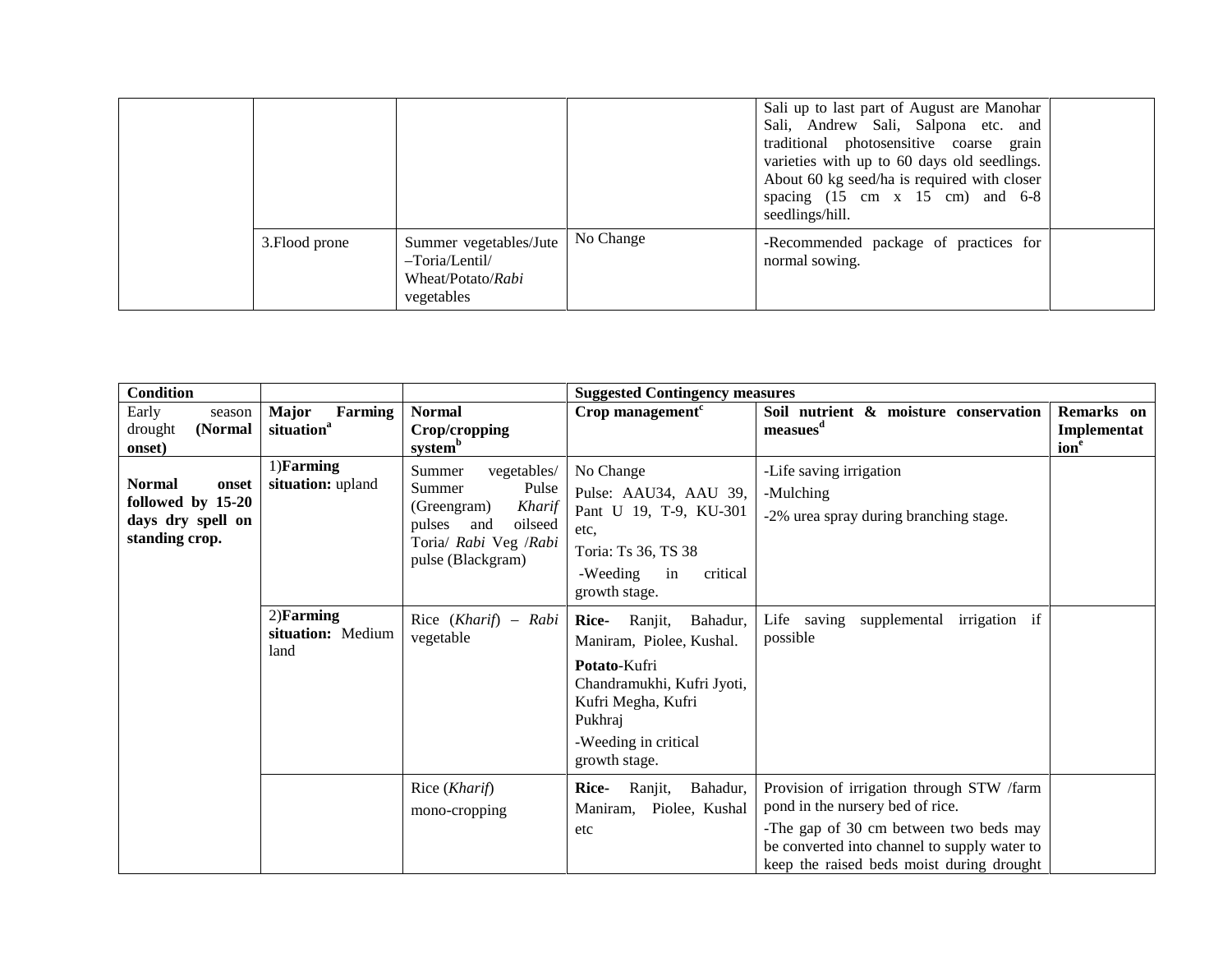| | | | | | |
|---|---|---|---|---|---|
| | | | | Sali up to last part of August are Manohar Sali, Andrew Sali, Salpona etc. and traditional photosensitive coarse grain varieties with up to 60 days old seedlings. About 60 kg seed/ha is required with closer spacing (15 cm x 15 cm) and 6-8 seedlings/hill. | |
| | 3.Flood prone | Summer vegetables/Jute –Toria/Lentil/ Wheat/Potato/*Rabi* vegetables | No Change | -Recommended package of practices for normal sowing. | |

| **Condition** | | | **Suggested Contingency measures** | | |
|---|---|---|---|---|---|
| Early season drought **(Normal onset)** | **Major Farming situation**[a] | **Normal Crop/cropping system**[b] | **Crop management**[c] | **Soil nutrient & moisture conservation measues**[d] | **Remarks on Implementation**[e] |
| **Normal onset followed by 15-20 days dry spell on standing crop.** | 1)**Farming situation:** upland | Summer vegetables/ Summer Pulse (Greengram) *Kharif* pulses and oilseed Toria/ *Rabi* Veg /*Rabi* pulse (Blackgram) | No Change<br>Pulse: AAU34, AAU 39, Pant U 19, T-9, KU-301 etc,<br>Toria: Ts 36, TS 38<br>-Weeding in critical growth stage. | -Life saving irrigation<br>-Mulching<br>-2% urea spray during branching stage. | |
| | 2)**Farming situation:** Medium land | Rice (*Kharif*) – *Rabi* vegetable | **Rice-** Ranjit, Bahadur, Maniram, Piolee, Kushal.<br>**Potato**-Kufri Chandramukhi, Kufri Jyoti, Kufri Megha, Kufri Pukhraj<br>-Weeding in critical growth stage. | Life saving supplemental irrigation if possible | |
| | | Rice (*Kharif*)<br>mono-cropping | **Rice-** Ranjit, Bahadur, Maniram, Piolee, Kushal etc | Provision of irrigation through STW /farm pond in the nursery bed of rice.<br>-The gap of 30 cm between two beds may be converted into channel to supply water to keep the raised beds moist during drought | |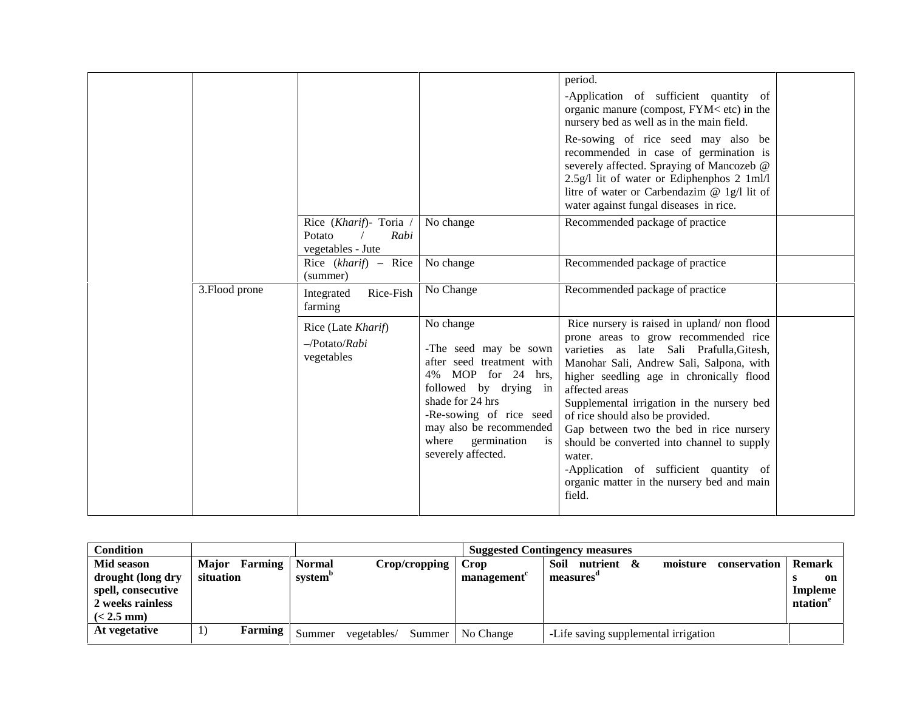| | | | | | |
|---|---|---|---|---|---|
| | | | | period.<br>-Application of sufficient quantity of organic manure (compost, FYM< etc) in the nursery bed as well as in the main field.<br>Re-sowing of rice seed may also be recommended in case of germination is severely affected. Spraying of Mancozeb @ 2.5g/l lit of water or Ediphenphos 2 1ml/l litre of water or Carbendazim @ 1g/l lit of water against fungal diseases in rice. | |
| | | Rice (*Kharif*)- Toria / Potato / *Rabi* vegetables - Jute | No change | Recommended package of practice | |
| | | Rice (*kharif*) – Rice (summer) | No change | Recommended package of practice | |
| | 3.Flood prone | Integrated Rice-Fish farming | No Change | Recommended package of practice | |
| | | Rice (Late *Kharif*) –/Potato/*Rabi* vegetables | No change<br>-The seed may be sown after seed treatment with 4% MOP for 24 hrs, followed by drying in shade for 24 hrs<br>-Re-sowing of rice seed may also be recommended where germination is severely affected. | Rice nursery is raised in upland/ non flood prone areas to grow recommended rice varieties as late Sali Prafulla,Gitesh, Manohar Sali, Andrew Sali, Salpona, with higher seedling age in chronically flood affected areas<br>Supplemental irrigation in the nursery bed of rice should also be provided.<br>Gap between two the bed in rice nursery should be converted into channel to supply water.<br>-Application of sufficient quantity of organic matter in the nursery bed and main field. | |

| **Condition** | | **Suggested Contingency measures** | | | |
|---|---|---|---|---|---|
| **Mid season drought (long dry spell, consecutive 2 weeks rainless (< 2.5 mm)** | **Major Farming situation** | **Normal Crop/cropping system[b]** | **Crop management[c]** | **Soil nutrient & moisture conservation measures[d]** | **Remarks on Implementation[e]** |
| **At vegetative** | 1) **Farming** | Summer vegetables/ Summer | No Change | -Life saving supplemental irrigation | |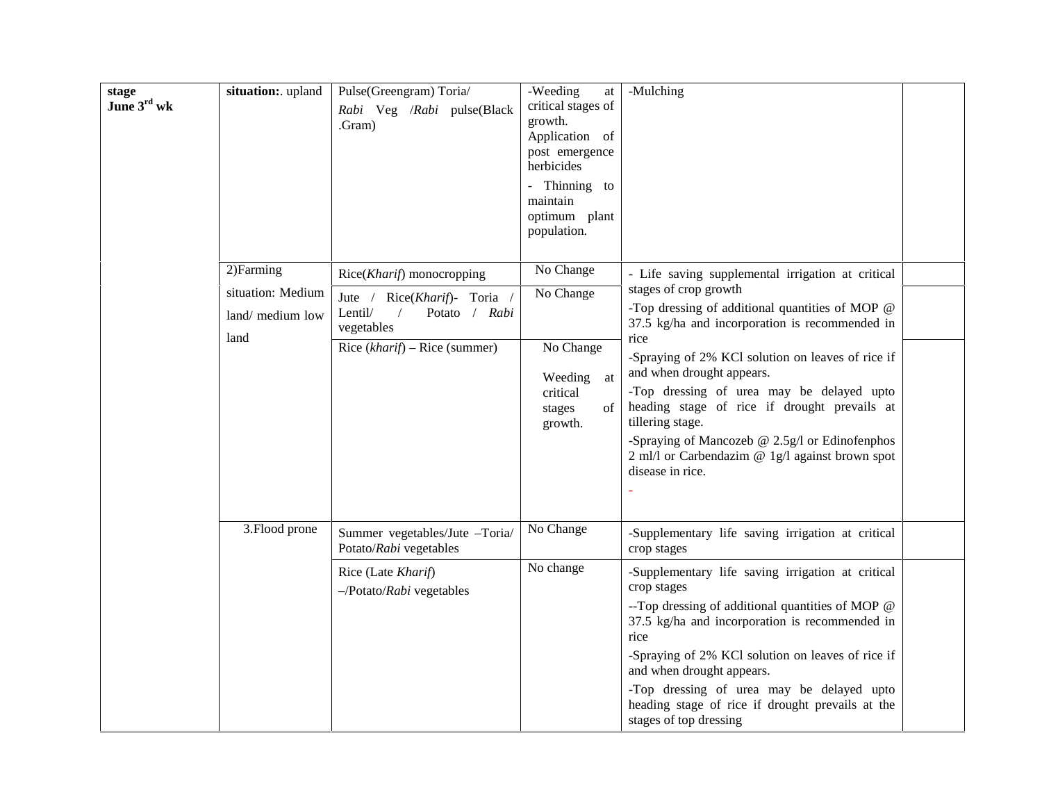| | | | | | |
|---|---|---|---|---|---|
| **stage June 3rd wk** | **situation:**. upland | Pulse(Greengram) Toria/ *Rabi* Veg /*Rabi* pulse(Black .Gram) | -Weeding at critical stages of growth. Application of post emergence herbicides<br>- Thinning to maintain optimum plant population. | -Mulching | |
| | 2)Farming situation: Medium land/ medium low land | Rice(*Kharif*) monocropping | No Change | - Life saving supplemental irrigation at critical stages of crop growth<br>-Top dressing of additional quantities of MOP @ 37.5 kg/ha and incorporation is recommended in rice<br>-Spraying of 2% KCl solution on leaves of rice if and when drought appears.<br>-Top dressing of urea may be delayed upto heading stage of rice if drought prevails at tillering stage.<br>-Spraying of Mancozeb @ 2.5g/l or Edinofenphos 2 ml/l or Carbendazim @ 1g/l against brown spot disease in rice.<br>- | |
| | | Jute / Rice(*Kharif*)- Toria / Lentil/ / Potato / *Rabi* vegetables | No Change | | |
| | | Rice (*kharif*) – Rice (summer) | No Change<br>Weeding at critical stages of growth. | | |
| | 3.Flood prone | Summer vegetables/Jute –Toria/ Potato/*Rabi* vegetables | No Change | -Supplementary life saving irrigation at critical crop stages | |
| | | Rice (Late *Kharif*) –/Potato/*Rabi* vegetables | No change | -Supplementary life saving irrigation at critical crop stages<br>--Top dressing of additional quantities of MOP @ 37.5 kg/ha and incorporation is recommended in rice<br>-Spraying of 2% KCl solution on leaves of rice if and when drought appears.<br>-Top dressing of urea may be delayed upto heading stage of rice if drought prevails at the stages of top dressing | |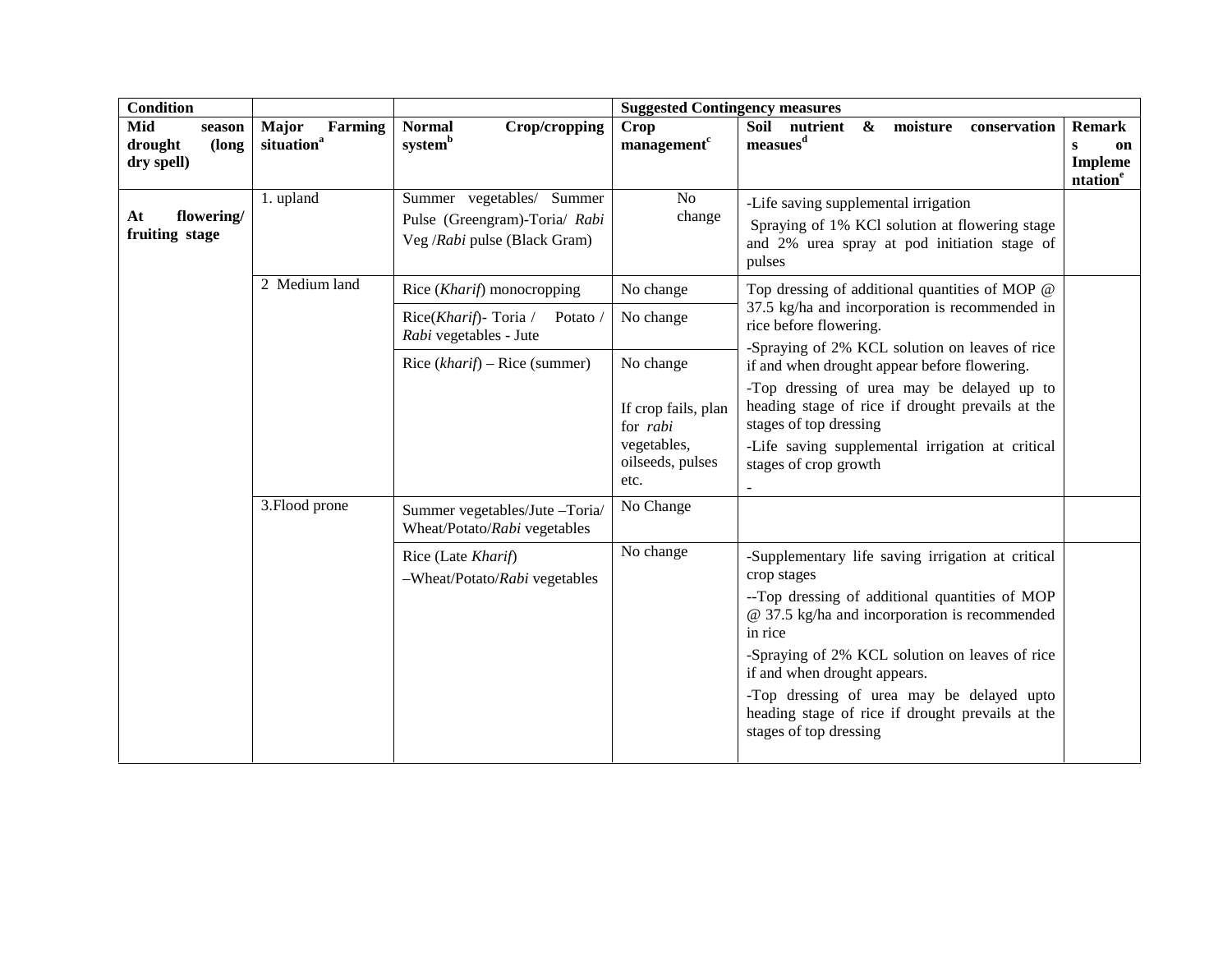| Condition | | | Suggested Contingency measures | | |
|---|---|---|---|---|---|
| **Mid season drought (long dry spell)** | **Major Farming situation[a]** | **Normal Crop/cropping system[b]** | **Crop management[c]** | **Soil nutrient & moisture conservation measues[d]** | **Remarks on Implementation[e]** |
| **At flowering/ fruiting stage** | 1. upland | Summer vegetables/ Summer Pulse (Greengram)-Toria/ *Rabi* Veg /*Rabi* pulse (Black Gram) | No change | -Life saving supplemental irrigation<br>Spraying of 1% KCl solution at flowering stage and 2% urea spray at pod initiation stage of pulses | |
| | 2 Medium land | Rice (*Kharif*) monocropping | No change | Top dressing of additional quantities of MOP @ 37.5 kg/ha and incorporation is recommended in rice before flowering.<br>-Spraying of 2% KCL solution on leaves of rice if and when drought appear before flowering.<br>-Top dressing of urea may be delayed up to heading stage of rice if drought prevails at the stages of top dressing<br>-Life saving supplemental irrigation at critical stages of crop growth<br>- | |
| | | Rice(*Kharif*)- Toria / Potato / *Rabi* vegetables - Jute | No change | | |
| | | Rice (*kharif*) – Rice (summer) | No change<br><br>If crop fails, plan for *rabi* vegetables, oilseeds, pulses etc. | | |
| | 3.Flood prone | Summer vegetables/Jute –Toria/ Wheat/Potato/*Rabi* vegetables | No Change | | |
| | | Rice (Late *Kharif*) –Wheat/Potato/*Rabi* vegetables | No change | -Supplementary life saving irrigation at critical crop stages<br>--Top dressing of additional quantities of MOP @ 37.5 kg/ha and incorporation is recommended in rice<br>-Spraying of 2% KCL solution on leaves of rice if and when drought appears.<br>-Top dressing of urea may be delayed upto heading stage of rice if drought prevails at the stages of top dressing | |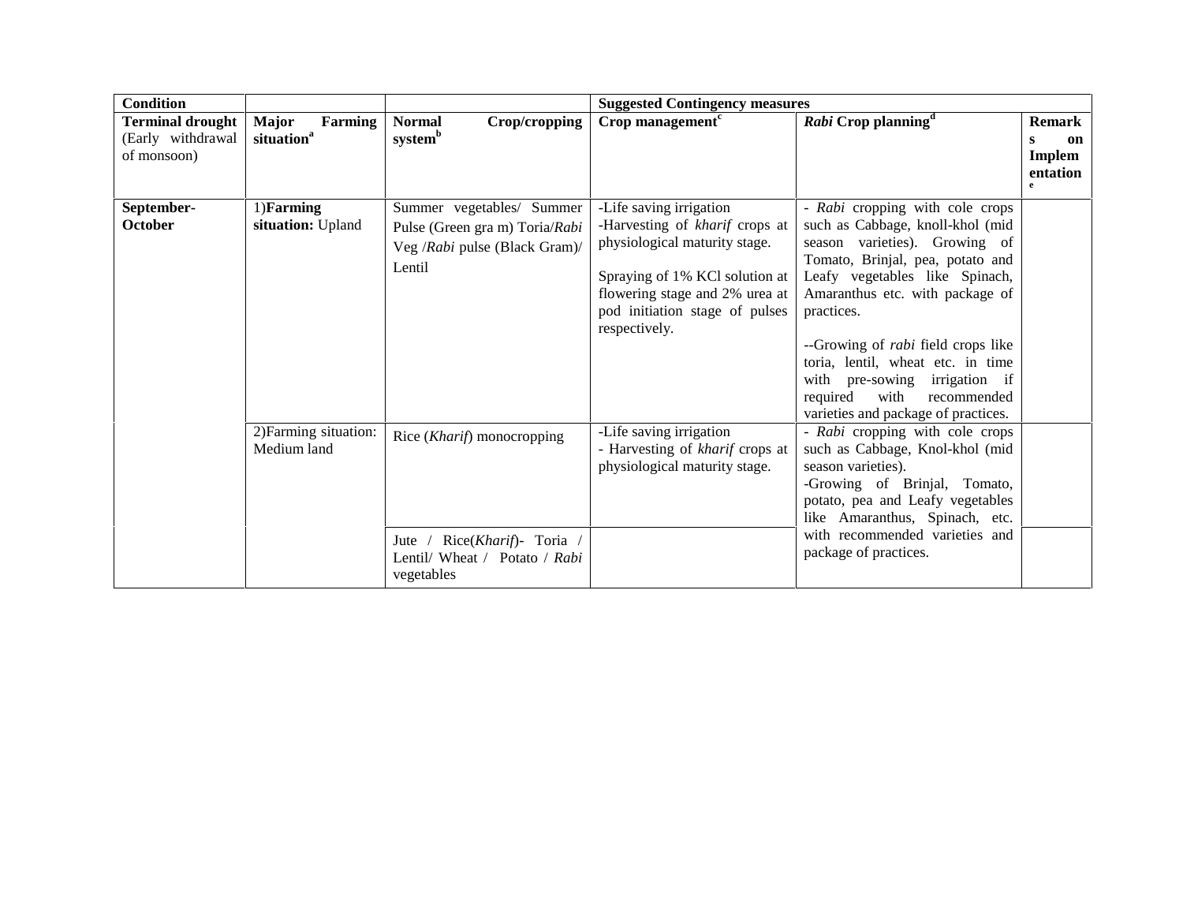| Condition | | | Suggested Contingency measures | | |
|---|---|---|---|---|---|
| **Terminal drought** (Early withdrawal of monsoon) | **Major Farming situation**[a] | **Normal Crop/cropping system**[b] | **Crop management**[c] | ***Rabi* Crop planning**[d] | **Remarks on Implementation**[e] |
| **September-October** | 1)**Farming situation:** Upland | Summer vegetables/ Summer Pulse (Green gra m) Toria/*Rabi* Veg /*Rabi* pulse (Black Gram)/ Lentil | -Life saving irrigation<br>-Harvesting of *kharif* crops at physiological maturity stage.<br><br>Spraying of 1% KCl solution at flowering stage and 2% urea at pod initiation stage of pulses respectively. | - *Rabi* cropping with cole crops such as Cabbage, knoll-khol (mid season varieties). Growing of Tomato, Brinjal, pea, potato and Leafy vegetables like Spinach, Amaranthus etc. with package of practices.<br><br>--Growing of *rabi* field crops like toria, lentil, wheat etc. in time with pre-sowing irrigation if required with recommended varieties and package of practices. | |
| | 2)Farming situation: Medium land | Rice (*Kharif*) monocropping | -Life saving irrigation<br>- Harvesting of *kharif* crops at physiological maturity stage. | - *Rabi* cropping with cole crops such as Cabbage, Knol-khol (mid season varieties).<br>-Growing of Brinjal, Tomato, potato, pea and Leafy vegetables like Amaranthus, Spinach, etc. with recommended varieties and package of practices. | |
| | | Jute / Rice(*Kharif*)- Toria / Lentil/ Wheat / Potato / *Rabi* vegetables | | | |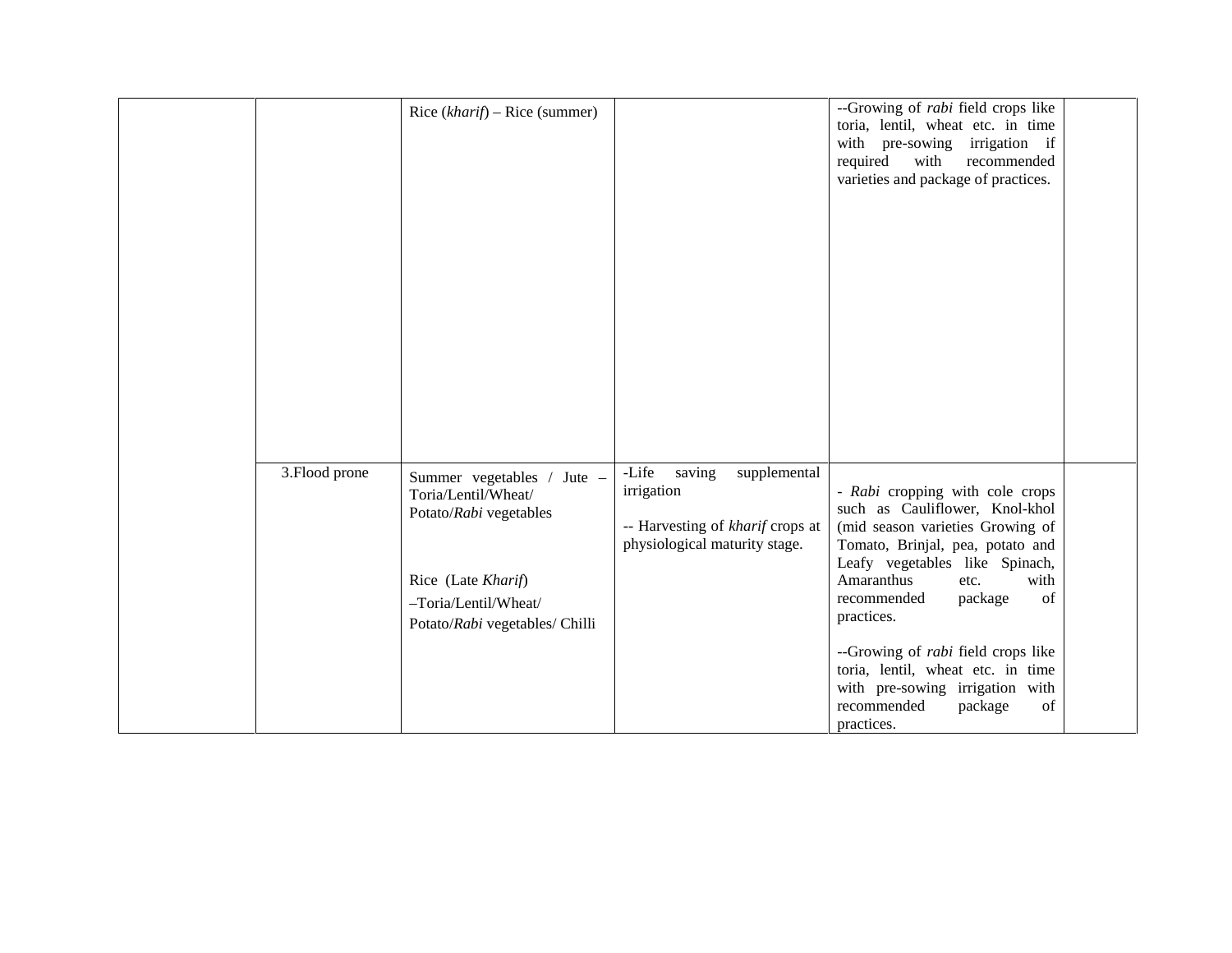|  |  |  |  |  |  |
|---|---|---|---|---|---|
|  |  | Rice (*kharif*) – Rice (summer) |  | --Growing of *rabi* field crops like toria, lentil, wheat etc. in time with pre-sowing irrigation if required with recommended varieties and package of practices. |  |
|  | 3.Flood prone | Summer vegetables / Jute – Toria/Lentil/Wheat/ Potato/*Rabi* vegetables<br><br>Rice (Late *Kharif*) –Toria/Lentil/Wheat/ Potato/*Rabi* vegetables/ Chilli | -Life saving supplemental irrigation<br><br>-- Harvesting of *kharif* crops at physiological maturity stage. | - *Rabi* cropping with cole crops such as Cauliflower, Knol-khol (mid season varieties Growing of Tomato, Brinjal, pea, potato and Leafy vegetables like Spinach, Amaranthus etc. with recommended package of practices.<br><br>--Growing of *rabi* field crops like toria, lentil, wheat etc. in time with pre-sowing irrigation with recommended package of practices. |  |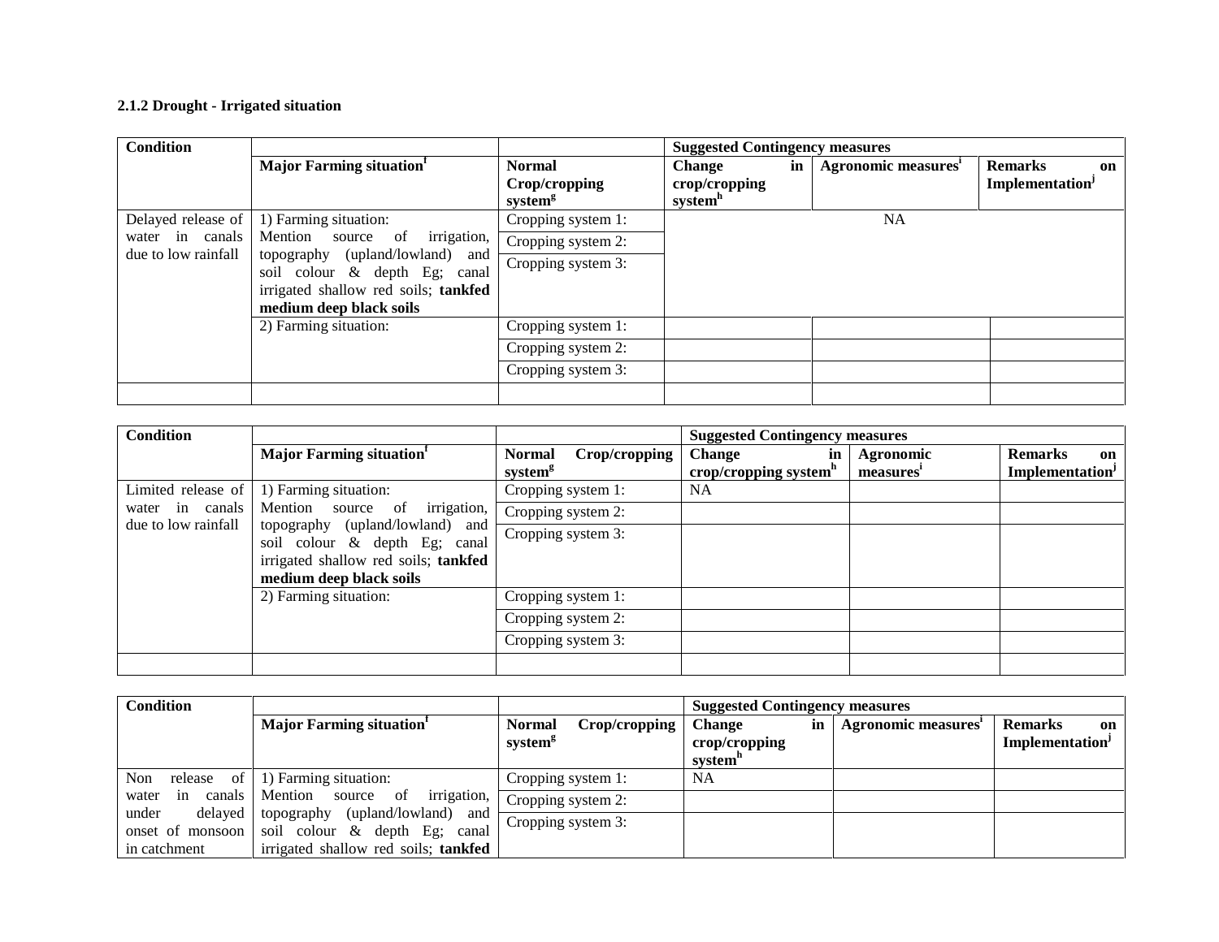### 2.1.2 Drought - Irrigated situation

| Condition | | | Suggested Contingency measures | | |
|---|---|---|---|---|---|
| | **Major Farming situation[f]** | **Normal Crop/cropping system[g]** | **Change in crop/cropping system[h]** | **Agronomic measures[i]** | **Remarks on Implementation[j]** |
| Delayed release of water in canals due to low rainfall | 1) Farming situation: Mention source of irrigation, topography (upland/lowland) and soil colour & depth Eg; canal irrigated shallow red soils; **tankfed medium deep black soils** | Cropping system 1: | NA | | |
| | | Cropping system 2: | | | |
| | | Cropping system 3: | | | |
| | 2) Farming situation: | Cropping system 1: | | | |
| | | Cropping system 2: | | | |
| | | Cropping system 3: | | | |
| | | | | | |

| Condition | | | Suggested Contingency measures | | |
|---|---|---|---|---|---|
| | **Major Farming situation[f]** | **Normal Crop/cropping system[g]** | **Change in crop/cropping system[h]** | **Agronomic measures[i]** | **Remarks on Implementation[j]** |
| Limited release of water in canals due to low rainfall | 1) Farming situation: Mention source of irrigation, topography (upland/lowland) and soil colour & depth Eg; canal irrigated shallow red soils; **tankfed medium deep black soils** | Cropping system 1: | NA | | |
| | | Cropping system 2: | | | |
| | | Cropping system 3: | | | |
| | 2) Farming situation: | Cropping system 1: | | | |
| | | Cropping system 2: | | | |
| | | Cropping system 3: | | | |
| | | | | | |

| Condition | | | Suggested Contingency measures | | |
|---|---|---|---|---|---|
| | **Major Farming situation[f]** | **Normal Crop/cropping system[g]** | **Change in crop/cropping system[h]** | **Agronomic measures[i]** | **Remarks on Implementation[j]** |
| Non release of water in canals under delayed onset of monsoon in catchment | 1) Farming situation: Mention source of irrigation, topography (upland/lowland) and soil colour & depth Eg; canal irrigated shallow red soils; **tankfed** | Cropping system 1: | NA | | |
| | | Cropping system 2: | | | |
| | | Cropping system 3: | | | |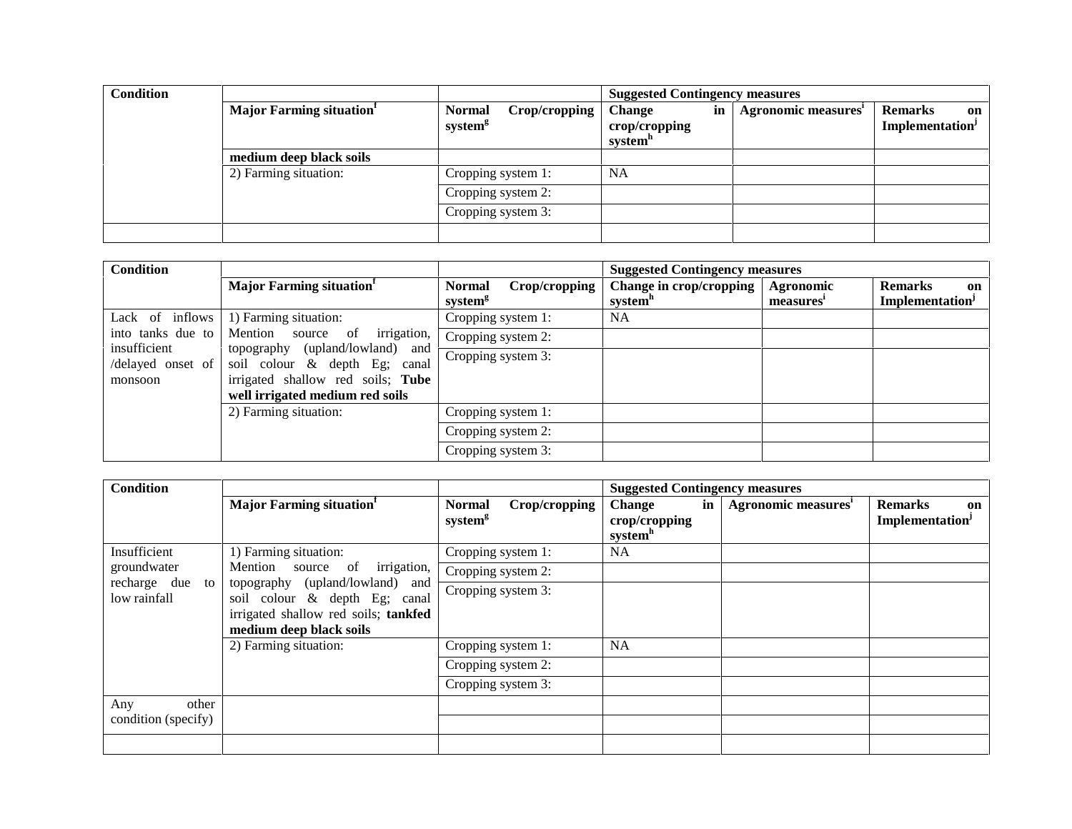| Condition | | | Suggested Contingency measures | | |
|---|---|---|---|---|---|
| | **Major Farming situation[f]** | **Normal Crop/cropping system[g]** | **Change in crop/cropping system[h]** | **Agronomic measures[i]** | **Remarks on Implementation[j]** |
| | **medium deep black soils** | | | | |
| | 2) Farming situation: | Cropping system 1: | NA | | |
| | | Cropping system 2: | | | |
| | | Cropping system 3: | | | |
| | | | | | |

| Condition | | | Suggested Contingency measures | | |
|---|---|---|---|---|---|
| | **Major Farming situation[f]** | **Normal Crop/cropping system[g]** | **Change in crop/cropping system[h]** | **Agronomic measures[i]** | **Remarks on Implementation[j]** |
| Lack of inflows into tanks due to insufficient /delayed onset of monsoon | 1) Farming situation: Mention source of irrigation, topography (upland/lowland) and soil colour & depth Eg; canal irrigated shallow red soils; **Tube well irrigated medium red soils** | Cropping system 1: | NA | | |
| | | Cropping system 2: | | | |
| | | Cropping system 3: | | | |
| | 2) Farming situation: | Cropping system 1: | | | |
| | | Cropping system 2: | | | |
| | | Cropping system 3: | | | |

| Condition | | | Suggested Contingency measures | | |
|---|---|---|---|---|---|
| | **Major Farming situation[f]** | **Normal Crop/cropping system[g]** | **Change in crop/cropping system[h]** | **Agronomic measures[i]** | **Remarks on Implementation[j]** |
| Insufficient groundwater recharge due to low rainfall | 1) Farming situation: Mention source of irrigation, topography (upland/lowland) and soil colour & depth Eg; canal irrigated shallow red soils; **tankfed medium deep black soils** | Cropping system 1: | NA | | |
| | | Cropping system 2: | | | |
| | | Cropping system 3: | | | |
| | 2) Farming situation: | Cropping system 1: | NA | | |
| | | Cropping system 2: | | | |
| | | Cropping system 3: | | | |
| Any other condition (specify) | | | | | |
| | | | | | |
| | | | | | |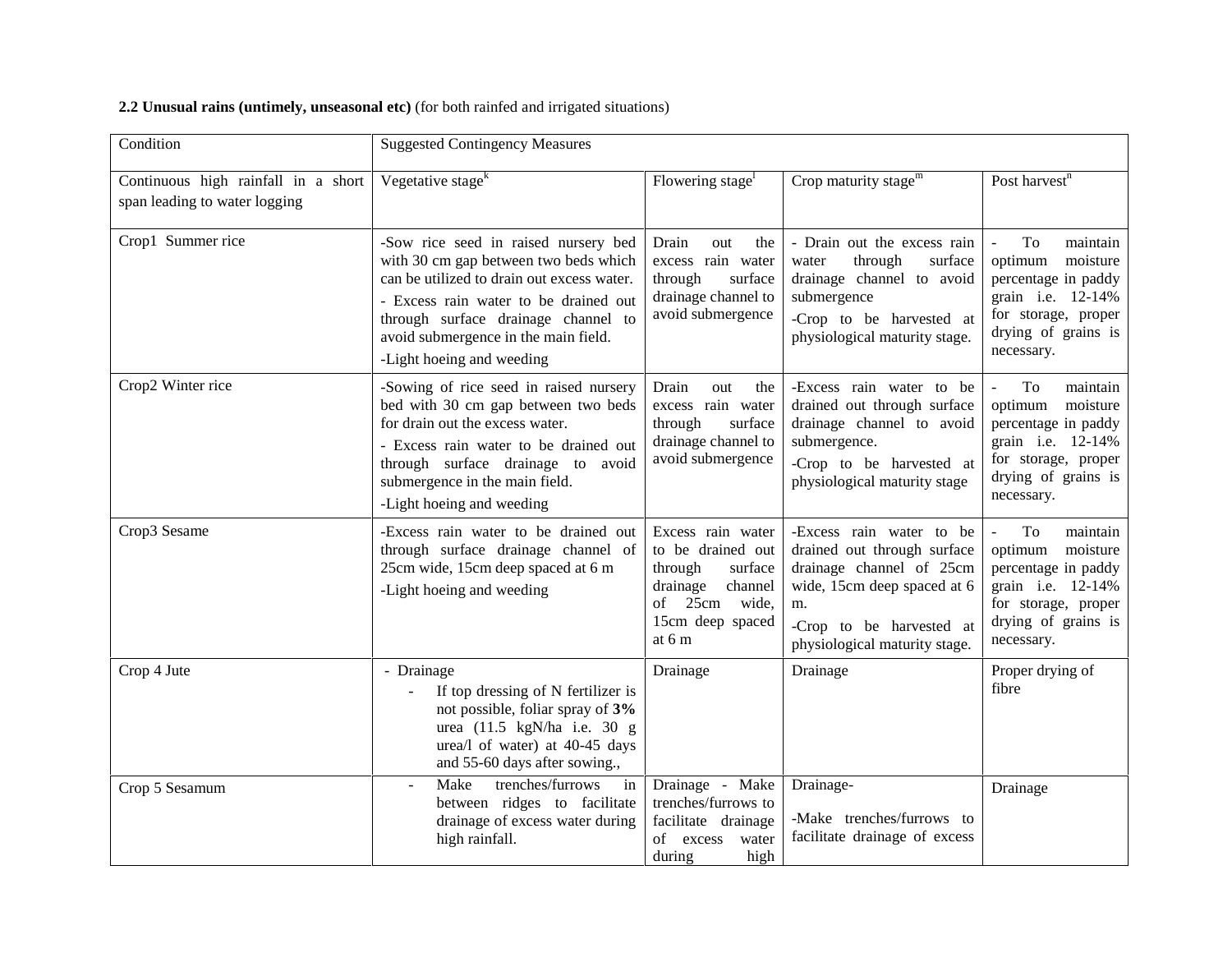**2.2 Unusual rains (untimely, unseasonal etc)** (for both rainfed and irrigated situations)

| Condition | Suggested Contingency Measures | | | |
|---|---|---|---|---|
| Continuous high rainfall in a short span leading to water logging | Vegetative stage[k] | Flowering stage[l] | Crop maturity stage[m] | Post harvest[n] |
| Crop1 Summer rice | -Sow rice seed in raised nursery bed with 30 cm gap between two beds which can be utilized to drain out excess water.<br>- Excess rain water to be drained out through surface drainage channel to avoid submergence in the main field.<br>-Light hoeing and weeding | Drain out the excess rain water through surface drainage channel to avoid submergence | - Drain out the excess rain water through surface drainage channel to avoid submergence<br>-Crop to be harvested at physiological maturity stage. | - To maintain optimum moisture percentage in paddy grain i.e. 12-14% for storage, proper drying of grains is necessary. |
| Crop2 Winter rice | -Sowing of rice seed in raised nursery bed with 30 cm gap between two beds for drain out the excess water.<br>- Excess rain water to be drained out through surface drainage to avoid submergence in the main field.<br>-Light hoeing and weeding | Drain out the excess rain water through surface drainage channel to avoid submergence | -Excess rain water to be drained out through surface drainage channel to avoid submergence.<br>-Crop to be harvested at physiological maturity stage | - To maintain optimum moisture percentage in paddy grain i.e. 12-14% for storage, proper drying of grains is necessary. |
| Crop3 Sesame | -Excess rain water to be drained out through surface drainage channel of 25cm wide, 15cm deep spaced at 6 m<br>-Light hoeing and weeding | Excess rain water to be drained out through surface drainage channel of 25cm wide, 15cm deep spaced at 6 m | -Excess rain water to be drained out through surface drainage channel of 25cm wide, 15cm deep spaced at 6 m.<br>-Crop to be harvested at physiological maturity stage. | - To maintain optimum moisture percentage in paddy grain i.e. 12-14% for storage, proper drying of grains is necessary. |
| Crop 4 Jute | - Drainage<br>- If top dressing of N fertilizer is not possible, foliar spray of **3%** urea (11.5 kgN/ha i.e. 30 g urea/l of water) at 40-45 days and 55-60 days after sowing., | Drainage | Drainage | Proper drying of fibre |
| Crop 5 Sesamum | - Make trenches/furrows in between ridges to facilitate drainage of excess water during high rainfall. | Drainage - Make trenches/furrows to facilitate drainage of excess water during high | Drainage-<br>-Make trenches/furrows to facilitate drainage of excess | Drainage |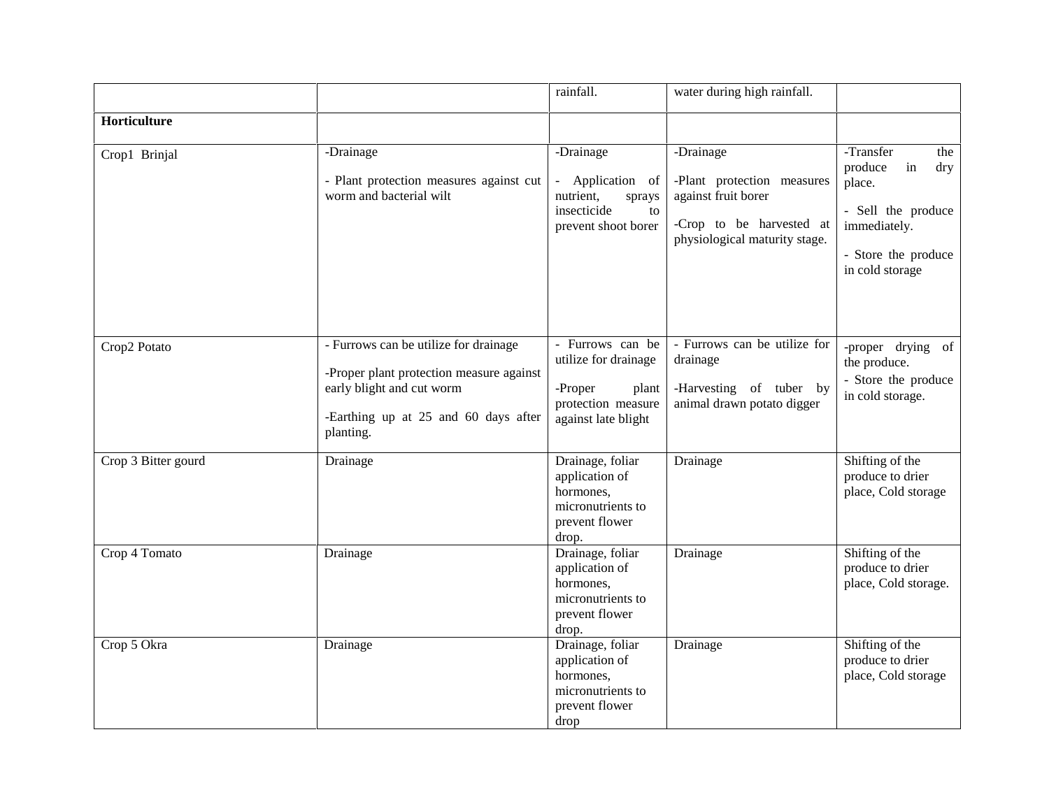| | | | | |
|---|---|---|---|---|
| | | rainfall. | water during high rainfall. | |
| **Horticulture** | | | | |
| Crop1 Brinjal | -Drainage<br><br>- Plant protection measures against cut worm and bacterial wilt | -Drainage<br><br>- Application of nutrient, sprays insecticide to prevent shoot borer | -Drainage<br><br>-Plant protection measures against fruit borer<br><br>-Crop to be harvested at physiological maturity stage. | -Transfer the produce in dry place.<br><br>- Sell the produce immediately.<br><br>- Store the produce in cold storage |
| Crop2 Potato | - Furrows can be utilize for drainage<br><br>-Proper plant protection measure against early blight and cut worm<br><br>-Earthing up at 25 and 60 days after planting. | - Furrows can be utilize for drainage<br><br>-Proper plant protection measure against late blight | - Furrows can be utilize for drainage<br><br>-Harvesting of tuber by animal drawn potato digger | -proper drying of the produce.<br>- Store the produce in cold storage. |
| Crop 3 Bitter gourd | Drainage | Drainage, foliar application of hormones, micronutrients to prevent flower drop. | Drainage | Shifting of the produce to drier place, Cold storage |
| Crop 4 Tomato | Drainage | Drainage, foliar application of hormones, micronutrients to prevent flower drop. | Drainage | Shifting of the produce to drier place, Cold storage. |
| Crop 5 Okra | Drainage | Drainage, foliar application of hormones, micronutrients to prevent flower drop | Drainage | Shifting of the produce to drier place, Cold storage |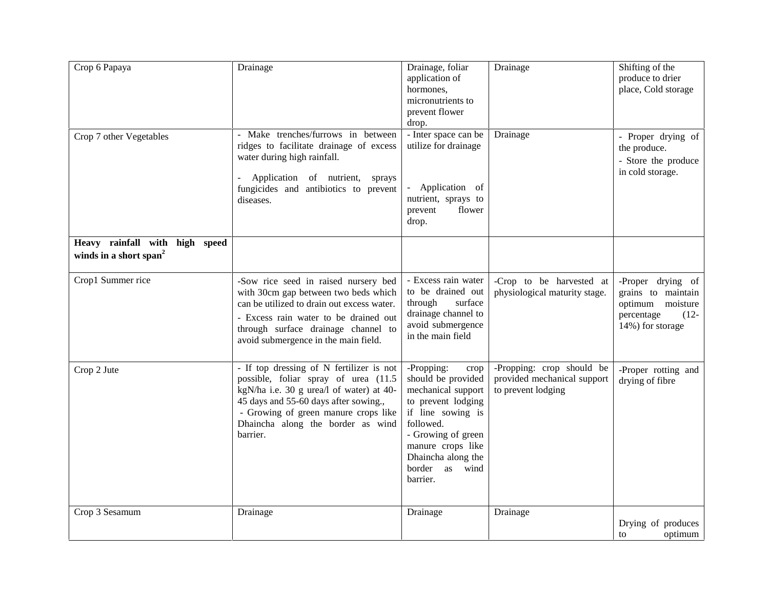| | | | | |
|---|---|---|---|---|
| Crop 6 Papaya | Drainage | Drainage, foliar application of hormones, micronutrients to prevent flower drop. | Drainage | Shifting of the produce to drier place, Cold storage |
| Crop 7 other Vegetables | - Make trenches/furrows in between ridges to facilitate drainage of excess water during high rainfall.<br><br>- Application of nutrient, sprays fungicides and antibiotics to prevent diseases. | - Inter space can be utilize for drainage<br><br>- Application of nutrient, sprays to prevent flower drop. | Drainage | - Proper drying of the produce.<br>- Store the produce in cold storage. |
| **Heavy rainfall with high speed winds in a short span**[2] | | | | |
| Crop1 Summer rice | -Sow rice seed in raised nursery bed with 30cm gap between two beds which can be utilized to drain out excess water.<br>- Excess rain water to be drained out through surface drainage channel to avoid submergence in the main field. | - Excess rain water to be drained out through surface drainage channel to avoid submergence in the main field | -Crop to be harvested at physiological maturity stage. | -Proper drying of grains to maintain optimum moisture percentage (12-14%) for storage |
| Crop 2 Jute | - If top dressing of N fertilizer is not possible, foliar spray of urea (11.5 kgN/ha i.e. 30 g urea/l of water) at 40-45 days and 55-60 days after sowing.,<br>- Growing of green manure crops like Dhaincha along the border as wind barrier. | -Propping: crop should be provided mechanical support to prevent lodging if line sowing is followed.<br>- Growing of green manure crops like Dhaincha along the border as wind barrier. | -Propping: crop should be provided mechanical support to prevent lodging | -Proper rotting and drying of fibre |
| Crop 3 Sesamum | Drainage | Drainage | Drainage | Drying of produces to optimum |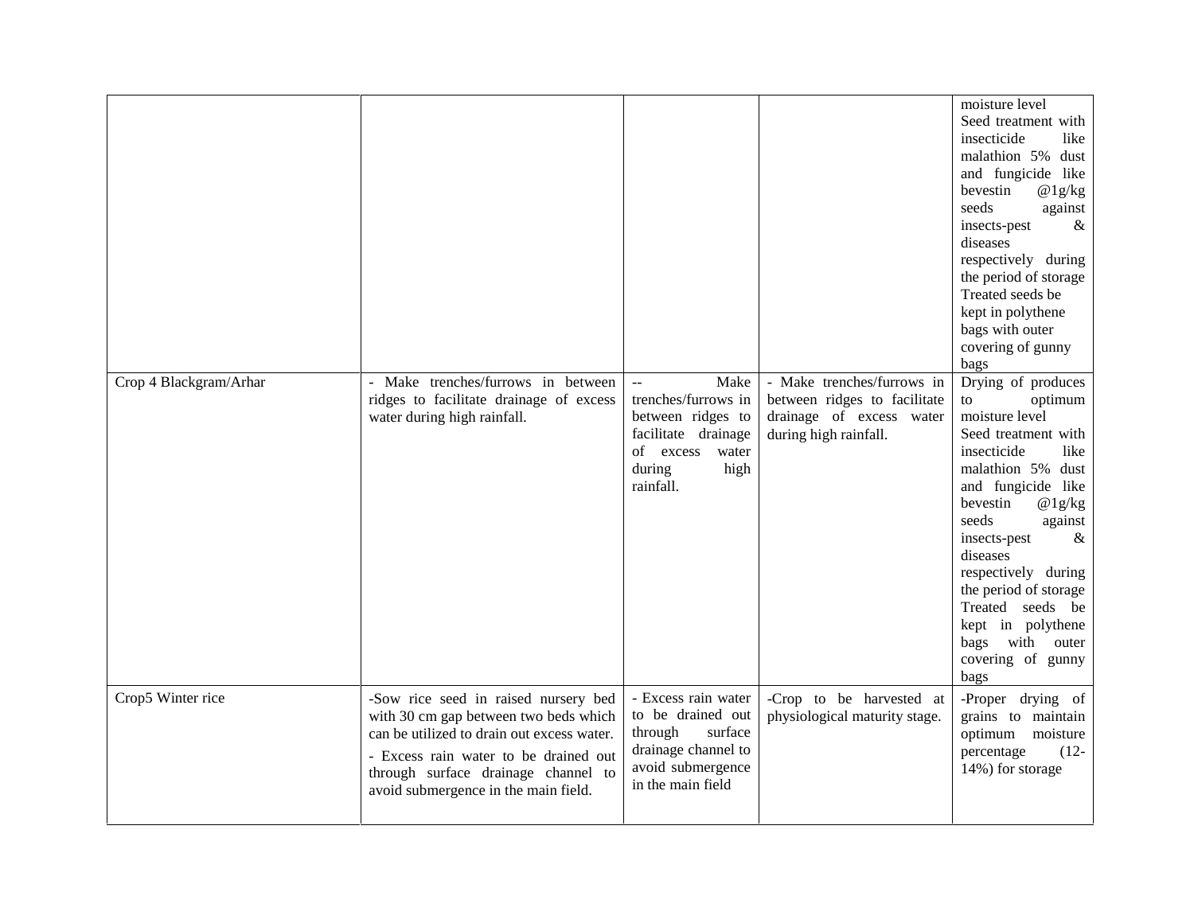| | | | | |
|---|---|---|---|---|
| | | | | moisture level<br>Seed treatment with insecticide like malathion 5% dust and fungicide like bevestin @1g/kg seeds against insects-pest & diseases respectively during the period of storage<br>Treated seeds be kept in polythene bags with outer covering of gunny bags |
| Crop 4 Blackgram/Arhar | - Make trenches/furrows in between ridges to facilitate drainage of excess water during high rainfall. | -- Make trenches/furrows in between ridges to facilitate drainage of excess water during high rainfall. | - Make trenches/furrows in between ridges to facilitate drainage of excess water during high rainfall. | Drying of produces to optimum moisture level<br>Seed treatment with insecticide like malathion 5% dust and fungicide like bevestin @1g/kg seeds against insects-pest & diseases respectively during the period of storage<br>Treated seeds be kept in polythene bags with outer covering of gunny bags |
| Crop5 Winter rice | -Sow rice seed in raised nursery bed with 30 cm gap between two beds which can be utilized to drain out excess water.<br>- Excess rain water to be drained out through surface drainage channel to avoid submergence in the main field. | - Excess rain water to be drained out through surface drainage channel to avoid submergence in the main field | -Crop to be harvested at physiological maturity stage. | -Proper drying of grains to maintain optimum moisture percentage (12-14%) for storage |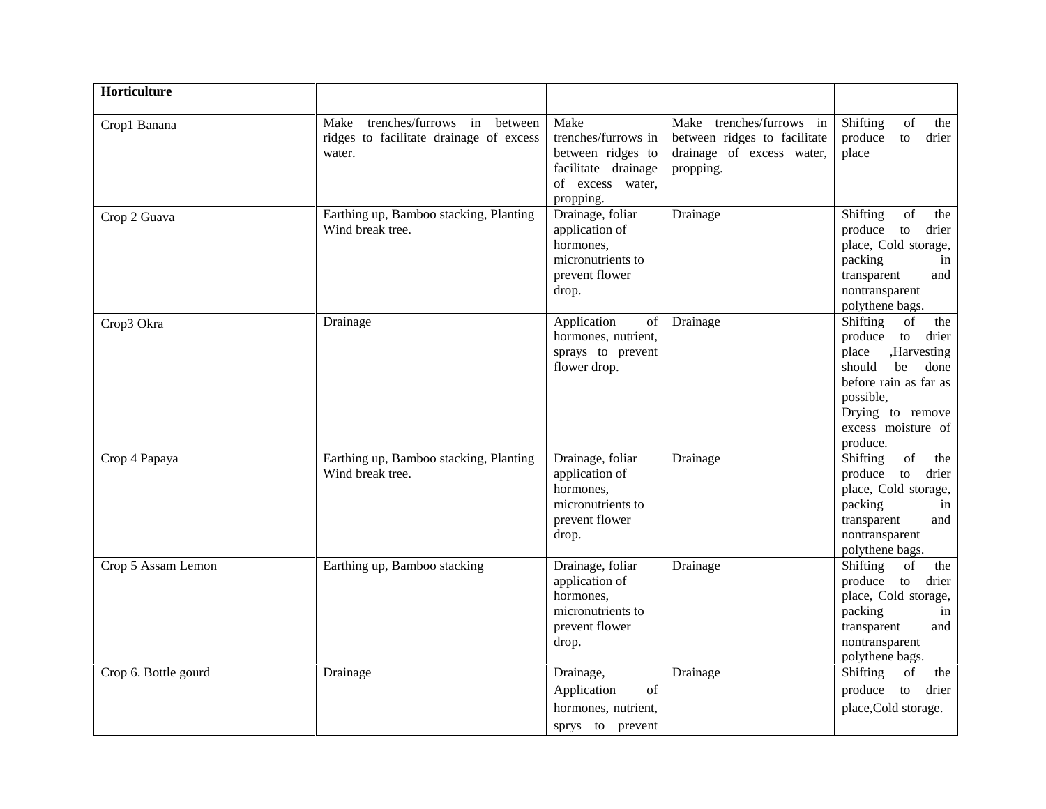| Horticulture | | | | |
|---|---|---|---|---|
| Crop1 Banana | Make trenches/furrows in between ridges to facilitate drainage of excess water. | Make trenches/furrows in between ridges to facilitate drainage of excess water, propping. | Make trenches/furrows in between ridges to facilitate drainage of excess water, propping. | Shifting of the produce to drier place |
| Crop 2 Guava | Earthing up, Bamboo stacking, Planting Wind break tree. | Drainage, foliar application of hormones, micronutrients to prevent flower drop. | Drainage | Shifting of the produce to drier place, Cold storage, packing in transparent and nontransparent polythene bags. |
| Crop3 Okra | Drainage | Application of hormones, nutrient, sprays to prevent flower drop. | Drainage | Shifting of the produce to drier place ,Harvesting should be done before rain as far as possible, Drying to remove excess moisture of produce. |
| Crop 4 Papaya | Earthing up, Bamboo stacking, Planting Wind break tree. | Drainage, foliar application of hormones, micronutrients to prevent flower drop. | Drainage | Shifting of the produce to drier place, Cold storage, packing in transparent and nontransparent polythene bags. |
| Crop 5 Assam Lemon | Earthing up, Bamboo stacking | Drainage, foliar application of hormones, micronutrients to prevent flower drop. | Drainage | Shifting of the produce to drier place, Cold storage, packing in transparent and nontransparent polythene bags. |
| Crop 6. Bottle gourd | Drainage | Drainage, Application of hormones, nutrient, sprys to prevent | Drainage | Shifting of the produce to drier place,Cold storage. |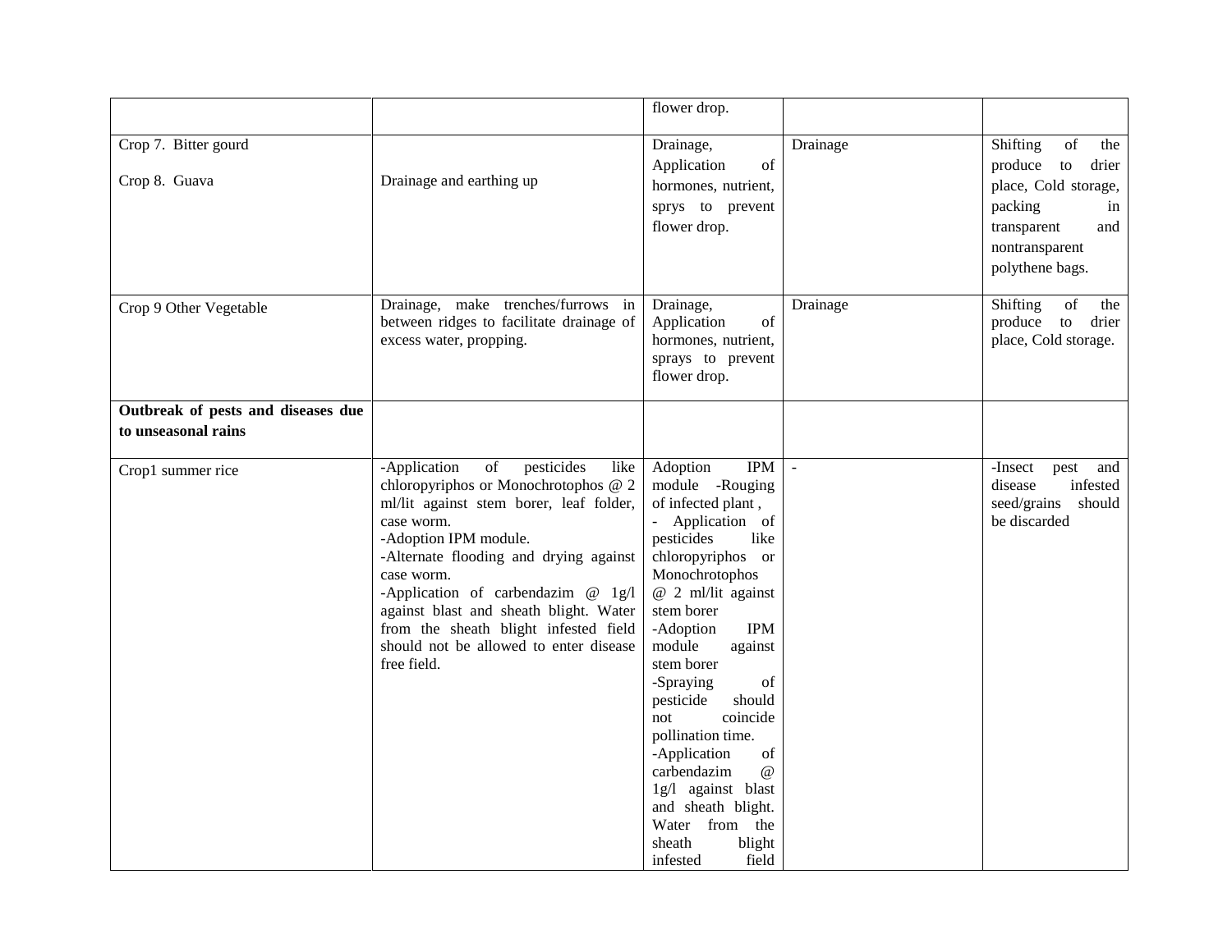| | | | | |
|---|---|---|---|---|
| | | flower drop. | | |
| Crop 7. Bitter gourd<br><br>Crop 8. Guava | Drainage and earthing up | Drainage, Application of hormones, nutrient, sprys to prevent flower drop. | Drainage | Shifting of the produce to drier place, Cold storage, packing in transparent and nontransparent polythene bags. |
| Crop 9 Other Vegetable | Drainage, make trenches/furrows in between ridges to facilitate drainage of excess water, propping. | Drainage, Application of hormones, nutrient, sprays to prevent flower drop. | Drainage | Shifting of the produce to drier place, Cold storage. |
| **Outbreak of pests and diseases due to unseasonal rains** | | | | |
| Crop1 summer rice | -Application of pesticides like chloropyriphos or Monochrotophos @ 2 ml/lit against stem borer, leaf folder, case worm.<br>-Adoption IPM module.<br>-Alternate flooding and drying against case worm.<br>-Application of carbendazim @ 1g/l against blast and sheath blight. Water from the sheath blight infested field should not be allowed to enter disease free field. | Adoption IPM module -Rouging of infected plant ,<br>- Application of pesticides like chloropyriphos or Monochrotophos @ 2 ml/lit against stem borer<br>-Adoption IPM module against stem borer<br>-Spraying of pesticide should not coincide pollination time.<br>-Application of carbendazim @ 1g/l against blast and sheath blight. Water from the sheath blight infested field | - | -Insect pest and disease infested seed/grains should be discarded |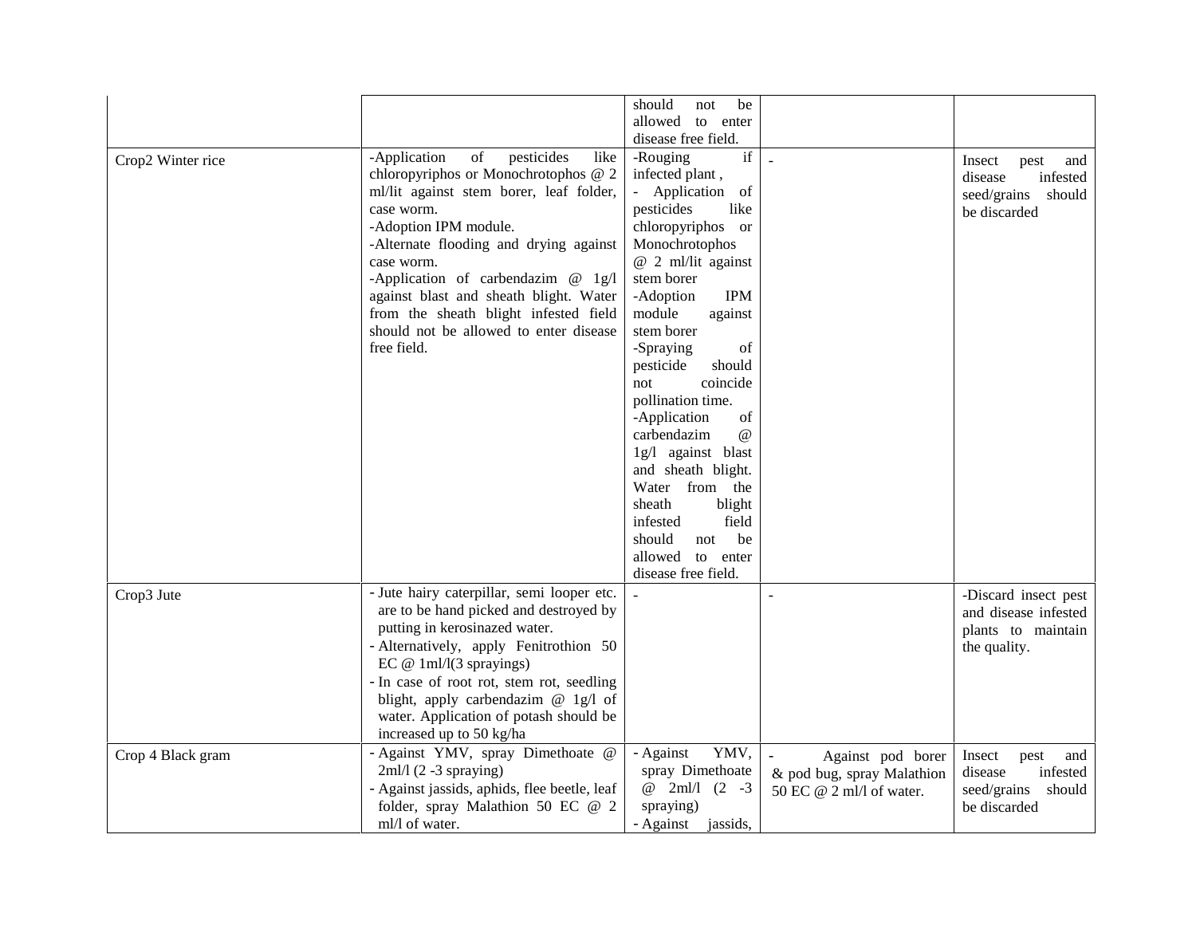| | | | | |
|---|---|---|---|---|
| | | should not be allowed to enter disease free field. | | |
| Crop2 Winter rice | -Application of pesticides like chloropyriphos or Monochrotophos @ 2 ml/lit against stem borer, leaf folder, case worm.<br>-Adoption IPM module.<br>-Alternate flooding and drying against case worm.<br>-Application of carbendazim @ 1g/l against blast and sheath blight. Water from the sheath blight infested field should not be allowed to enter disease free field. | -Rouging if infected plant ,<br>- Application of pesticides like chloropyriphos or Monochrotophos @ 2 ml/lit against stem borer<br>-Adoption IPM module against stem borer<br>-Spraying of pesticide should not coincide pollination time.<br>-Application of carbendazim @ 1g/l against blast and sheath blight. Water from the sheath blight infested field should not be allowed to enter disease free field. | - | Insect pest and disease infested seed/grains should be discarded |
| Crop3 Jute | - Jute hairy caterpillar, semi looper etc. are to be hand picked and destroyed by putting in kerosinazed water.<br>- Alternatively, apply Fenitrothion 50 EC @ 1ml/l(3 sprayings)<br>- In case of root rot, stem rot, seedling blight, apply carbendazim @ 1g/l of water. Application of potash should be increased up to 50 kg/ha | - | - | -Discard insect pest and disease infested plants to maintain the quality. |
| Crop 4 Black gram | - Against YMV, spray Dimethoate @ 2ml/l (2 -3 spraying)<br>- Against jassids, aphids, flee beetle, leaf folder, spray Malathion 50 EC @ 2 ml/l of water. | - Against YMV, spray Dimethoate @ 2ml/l (2 -3 spraying)<br>- Against jassids, | - Against pod borer & pod bug, spray Malathion 50 EC @ 2 ml/l of water. | Insect pest and disease infested seed/grains should be discarded |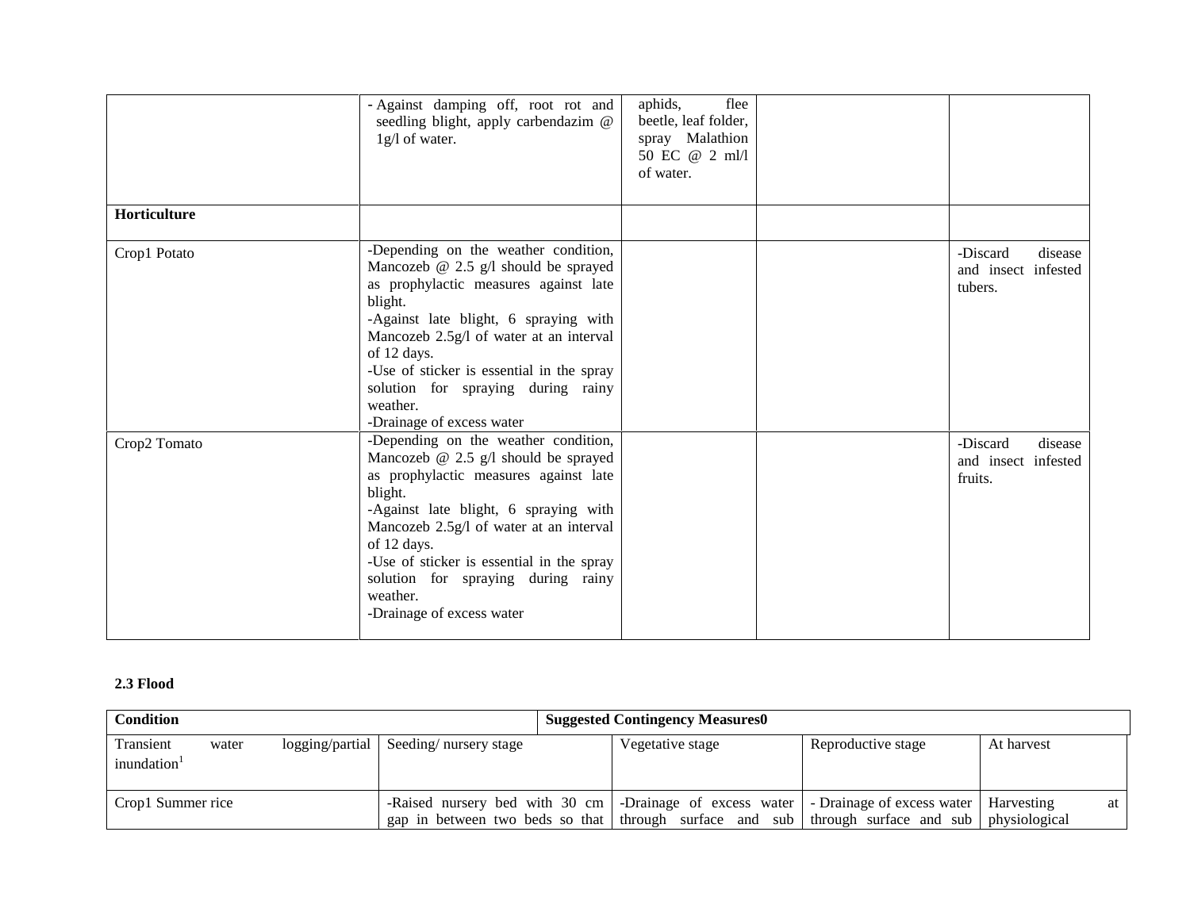| | | | | |
|---|---|---|---|---|
| | - Against damping off, root rot and seedling blight, apply carbendazim @ 1g/l of water. | aphids, flee beetle, leaf folder, spray Malathion 50 EC @ 2 ml/l of water. | | |
| **Horticulture** | | | | |
| Crop1 Potato | -Depending on the weather condition, Mancozeb @ 2.5 g/l should be sprayed as prophylactic measures against late blight.<br>-Against late blight, 6 spraying with Mancozeb 2.5g/l of water at an interval of 12 days.<br>-Use of sticker is essential in the spray solution for spraying during rainy weather.<br>-Drainage of excess water | | | -Discard disease and insect infested tubers. |
| Crop2 Tomato | -Depending on the weather condition, Mancozeb @ 2.5 g/l should be sprayed as prophylactic measures against late blight.<br>-Against late blight, 6 spraying with Mancozeb 2.5g/l of water at an interval of 12 days.<br>-Use of sticker is essential in the spray solution for spraying during rainy weather.<br>-Drainage of excess water | | | -Discard disease and insect infested fruits. |

**2.3 Flood**

| **Condition** | **Suggested Contingency Measures0** | | | |
|---|---|---|---|---|
| Transient water logging/partial inundation[1] | Seeding/ nursery stage | Vegetative stage | Reproductive stage | At harvest |
| Crop1 Summer rice | -Raised nursery bed with 30 cm gap in between two beds so that | -Drainage of excess water through surface and sub | - Drainage of excess water through surface and sub | Harvesting at physiological |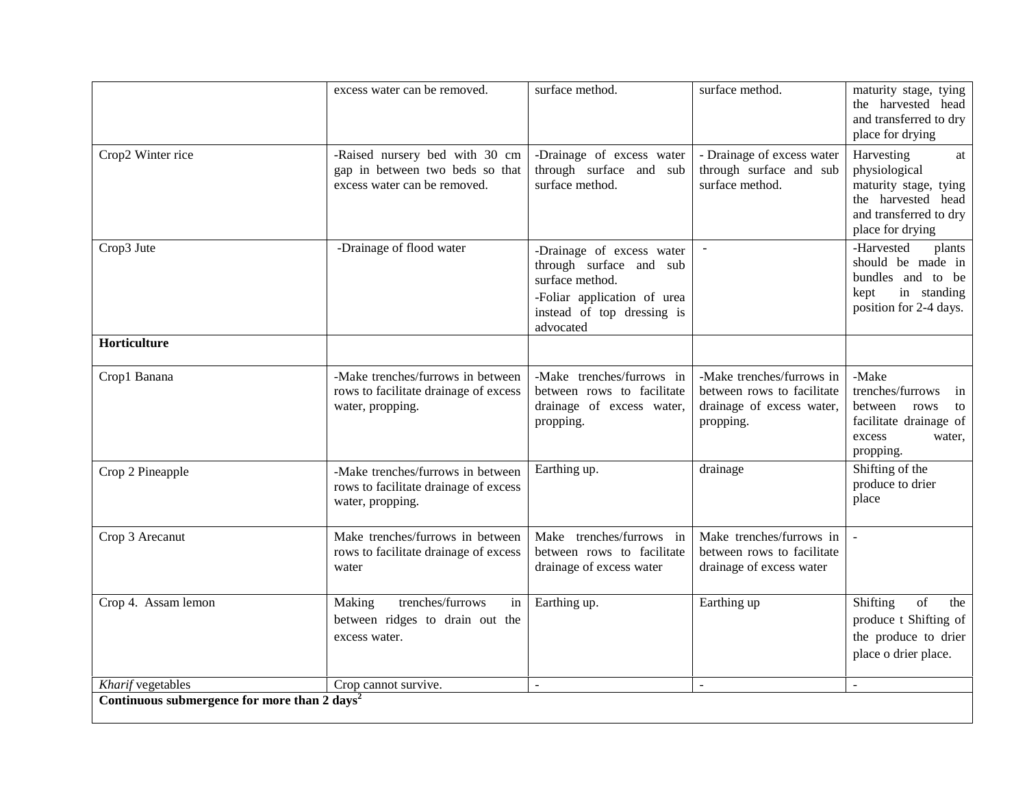| | | | | |
|---|---|---|---|---|
| | excess water can be removed. | surface method. | surface method. | maturity stage, tying the harvested head and transferred to dry place for drying |
| Crop2 Winter rice | -Raised nursery bed with 30 cm gap in between two beds so that excess water can be removed. | -Drainage of excess water through surface and sub surface method. | - Drainage of excess water through surface and sub surface method. | Harvesting at physiological maturity stage, tying the harvested head and transferred to dry place for drying |
| Crop3 Jute | -Drainage of flood water | -Drainage of excess water through surface and sub surface method.<br>-Foliar application of urea instead of top dressing is advocated | - | -Harvested plants should be made in bundles and to be kept in standing position for 2-4 days. |
| **Horticulture** | | | | |
| Crop1 Banana | -Make trenches/furrows in between rows to facilitate drainage of excess water, propping. | -Make trenches/furrows in between rows to facilitate drainage of excess water, propping. | -Make trenches/furrows in between rows to facilitate drainage of excess water, propping. | -Make trenches/furrows in between rows to facilitate drainage of excess water, propping. |
| Crop 2 Pineapple | -Make trenches/furrows in between rows to facilitate drainage of excess water, propping. | Earthing up. | drainage | Shifting of the produce to drier place |
| Crop 3 Arecanut | Make trenches/furrows in between rows to facilitate drainage of excess water | Make trenches/furrows in between rows to facilitate drainage of excess water | Make trenches/furrows in between rows to facilitate drainage of excess water | - |
| Crop 4. Assam lemon | Making trenches/furrows in between ridges to drain out the excess water. | Earthing up. | Earthing up | Shifting of the produce t Shifting of the produce to drier place o drier place. |
| *Kharif* vegetables | Crop cannot survive. | - | - | - |
| **Continuous submergence for more than 2 days[2]** | | | | |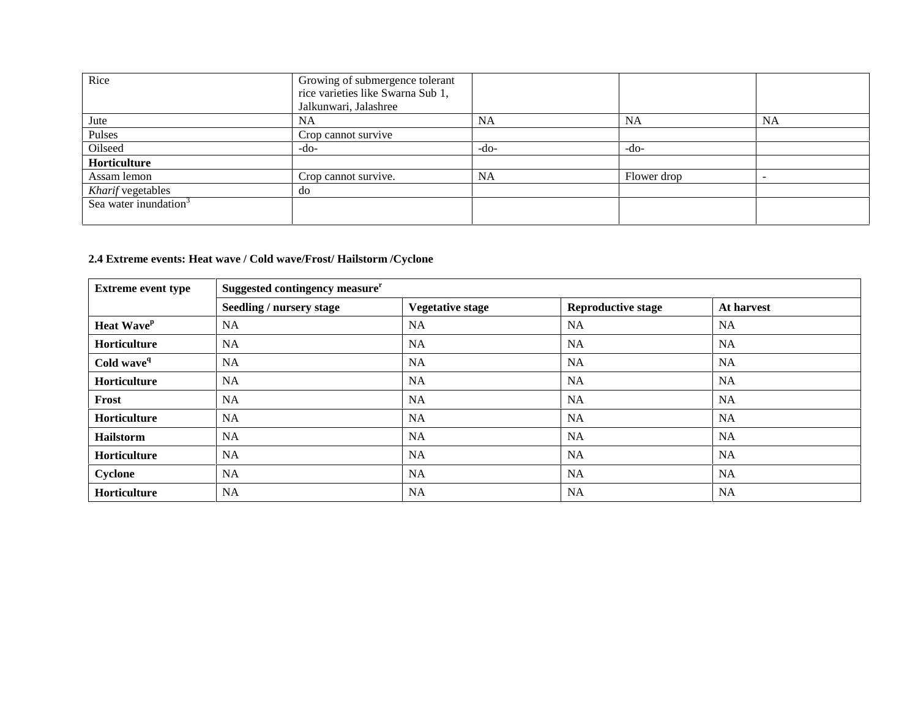| Rice | Growing of submergence tolerant rice varieties like Swarna Sub 1, Jalkunwari, Jalashree | | | |
|---|---|---|---|---|
| Jute | NA | NA | NA | NA |
| Pulses | Crop cannot survive | | | |
| Oilseed | -do- | -do- | -do- | |
| **Horticulture** | | | | |
| Assam lemon | Crop cannot survive. | NA | Flower drop | - |
| *Kharif* vegetables | do | | | |
| Sea water inundation[3] | | | | |

**2.4 Extreme events: Heat wave / Cold wave/Frost/ Hailstorm /Cyclone**

| Extreme event type | Suggested contingency measure[r] | | | |
|---|---|---|---|---|
| | **Seedling / nursery stage** | **Vegetative stage** | **Reproductive stage** | **At harvest** |
| **Heat Wave[p]** | NA | NA | NA | NA |
| **Horticulture** | NA | NA | NA | NA |
| **Cold wave[q]** | NA | NA | NA | NA |
| **Horticulture** | NA | NA | NA | NA |
| **Frost** | NA | NA | NA | NA |
| **Horticulture** | NA | NA | NA | NA |
| **Hailstorm** | NA | NA | NA | NA |
| **Horticulture** | NA | NA | NA | NA |
| **Cyclone** | NA | NA | NA | NA |
| **Horticulture** | NA | NA | NA | NA |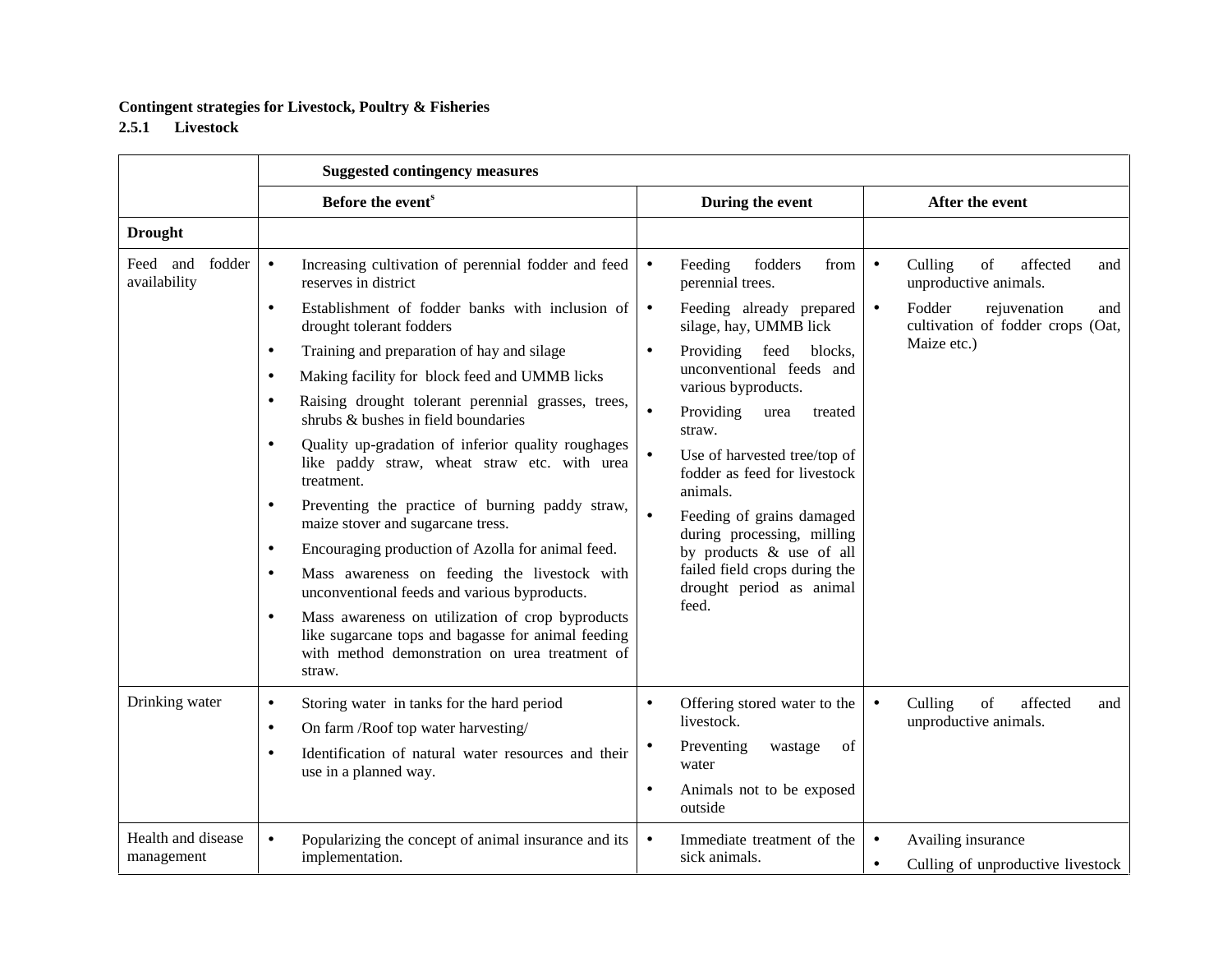**Contingent strategies for Livestock, Poultry & Fisheries**

**2.5.1 Livestock**

| | **Suggested contingency measures** | | |
|---|---|---|---|
| | **Before the event**[s] | **During the event** | **After the event** |
| **Drought** | | | |
| Feed and fodder availability | • Increasing cultivation of perennial fodder and feed reserves in district<br>• Establishment of fodder banks with inclusion of drought tolerant fodders<br>• Training and preparation of hay and silage<br>• Making facility for block feed and UMMB licks<br>• Raising drought tolerant perennial grasses, trees, shrubs & bushes in field boundaries<br>• Quality up-gradation of inferior quality roughages like paddy straw, wheat straw etc. with urea treatment.<br>• Preventing the practice of burning paddy straw, maize stover and sugarcane tress.<br>• Encouraging production of Azolla for animal feed.<br>• Mass awareness on feeding the livestock with unconventional feeds and various byproducts.<br>• Mass awareness on utilization of crop byproducts like sugarcane tops and bagasse for animal feeding with method demonstration on urea treatment of straw. | • Feeding fodders from perennial trees.<br>• Feeding already prepared silage, hay, UMMB lick<br>• Providing feed blocks, unconventional feeds and various byproducts.<br>• Providing urea treated straw.<br>• Use of harvested tree/top of fodder as feed for livestock animals.<br>• Feeding of grains damaged during processing, milling by products & use of all failed field crops during the drought period as animal feed. | • Culling of affected and unproductive animals.<br>• Fodder rejuvenation and cultivation of fodder crops (Oat, Maize etc.) |
| Drinking water | • Storing water in tanks for the hard period<br>• On farm /Roof top water harvesting/<br>• Identification of natural water resources and their use in a planned way. | • Offering stored water to the livestock.<br>• Preventing wastage of water<br>• Animals not to be exposed outside | • Culling of affected and unproductive animals. |
| Health and disease management | • Popularizing the concept of animal insurance and its implementation. | • Immediate treatment of the sick animals. | • Availing insurance<br>• Culling of unproductive livestock |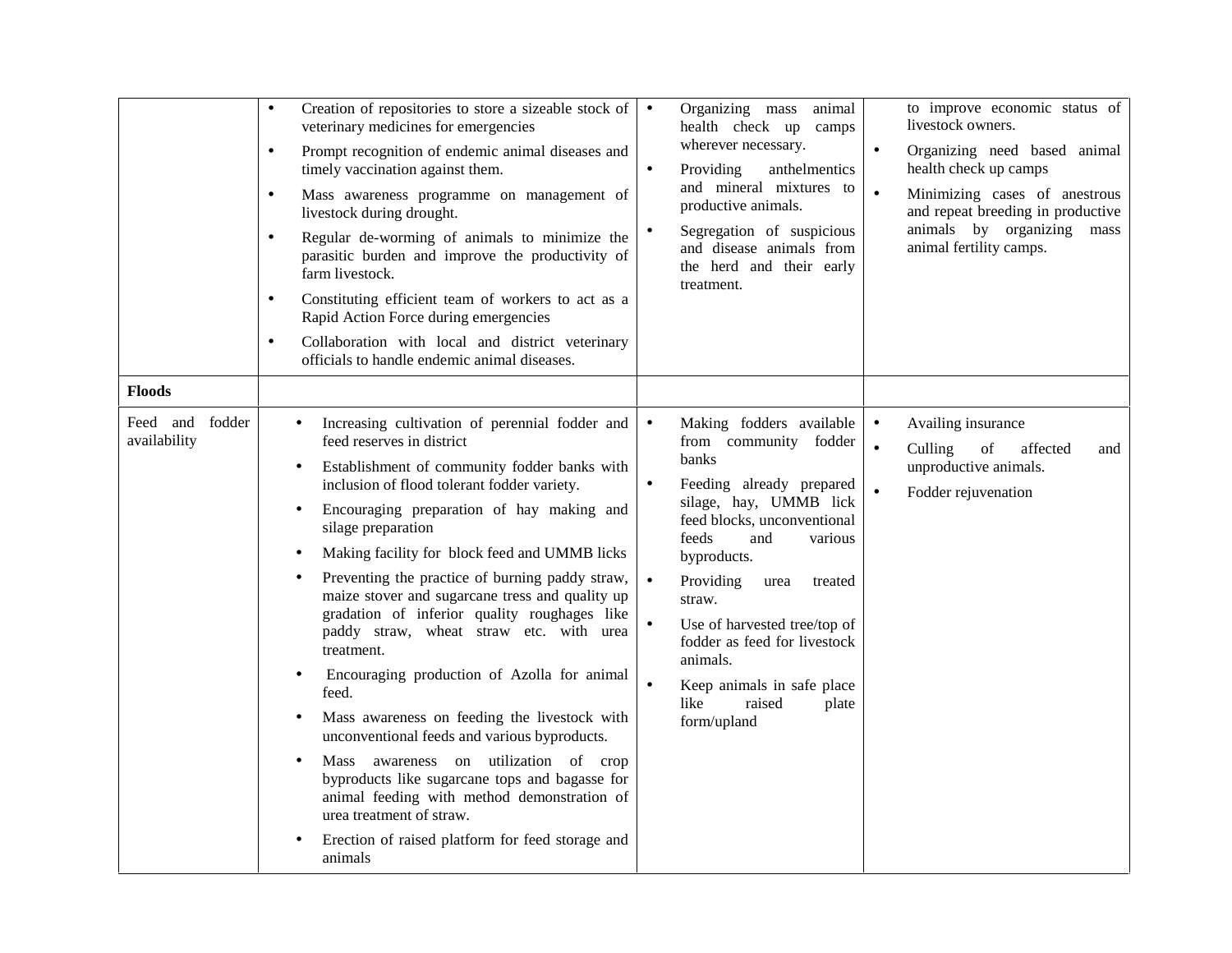| | | | |
|---|---|---|---|
| | • Creation of repositories to store a sizeable stock of veterinary medicines for emergencies<br>• Prompt recognition of endemic animal diseases and timely vaccination against them.<br>• Mass awareness programme on management of livestock during drought.<br>• Regular de-worming of animals to minimize the parasitic burden and improve the productivity of farm livestock.<br>• Constituting efficient team of workers to act as a Rapid Action Force during emergencies<br>• Collaboration with local and district veterinary officials to handle endemic animal diseases. | • Organizing mass animal health check up camps wherever necessary.<br>• Providing anthelmentics and mineral mixtures to productive animals.<br>• Segregation of suspicious and disease animals from the herd and their early treatment. | to improve economic status of livestock owners.<br>• Organizing need based animal health check up camps<br>• Minimizing cases of anestrous and repeat breeding in productive animals by organizing mass animal fertility camps. |
| **Floods** | | | |
| Feed and fodder availability | • Increasing cultivation of perennial fodder and feed reserves in district<br>• Establishment of community fodder banks with inclusion of flood tolerant fodder variety.<br>• Encouraging preparation of hay making and silage preparation<br>• Making facility for block feed and UMMB licks<br>• Preventing the practice of burning paddy straw, maize stover and sugarcane tress and quality up gradation of inferior quality roughages like paddy straw, wheat straw etc. with urea treatment.<br>• Encouraging production of Azolla for animal feed.<br>• Mass awareness on feeding the livestock with unconventional feeds and various byproducts.<br>• Mass awareness on utilization of crop byproducts like sugarcane tops and bagasse for animal feeding with method demonstration of urea treatment of straw.<br>• Erection of raised platform for feed storage and animals | • Making fodders available from community fodder banks<br>• Feeding already prepared silage, hay, UMMB lick feed blocks, unconventional feeds and various byproducts.<br>• Providing urea treated straw.<br>• Use of harvested tree/top of fodder as feed for livestock animals.<br>• Keep animals in safe place like raised plate form/upland | • Availing insurance<br>• Culling of affected and unproductive animals.<br>• Fodder rejuvenation |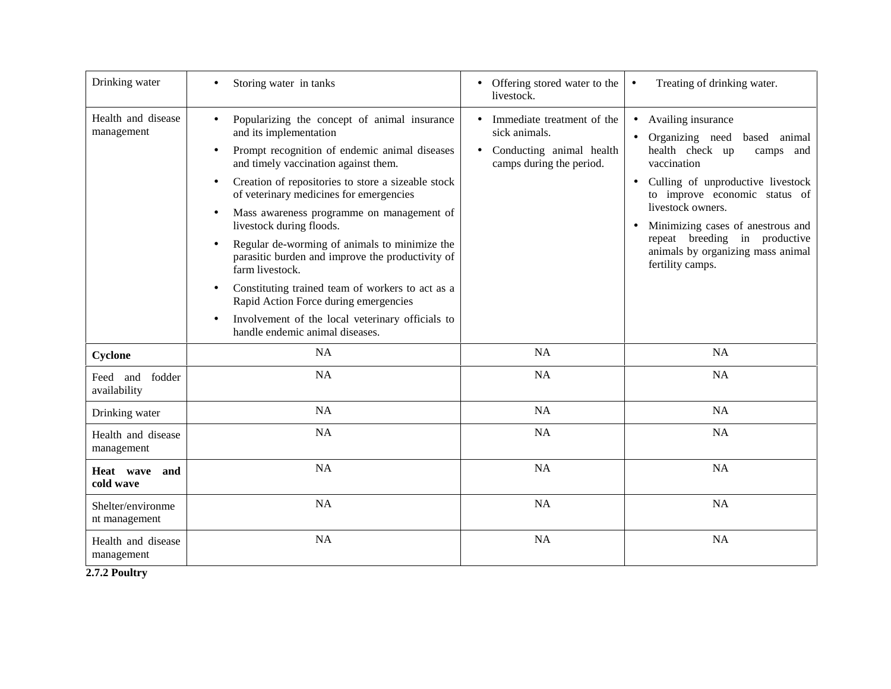| Drinking water | • Storing water in tanks | • Offering stored water to the livestock. | • Treating of drinking water. |
|---|---|---|---|
| Health and disease management | • Popularizing the concept of animal insurance and its implementation<br>• Prompt recognition of endemic animal diseases and timely vaccination against them.<br>• Creation of repositories to store a sizeable stock of veterinary medicines for emergencies<br>• Mass awareness programme on management of livestock during floods.<br>• Regular de-worming of animals to minimize the parasitic burden and improve the productivity of farm livestock.<br>• Constituting trained team of workers to act as a Rapid Action Force during emergencies<br>• Involvement of the local veterinary officials to handle endemic animal diseases. | • Immediate treatment of the sick animals.<br>• Conducting animal health camps during the period. | • Availing insurance<br>• Organizing need based animal health check up camps and vaccination<br>• Culling of unproductive livestock to improve economic status of livestock owners.<br>• Minimizing cases of anestrous and repeat breeding in productive animals by organizing mass animal fertility camps. |
| **Cyclone** | NA | NA | NA |
| Feed and fodder availability | NA | NA | NA |
| Drinking water | NA | NA | NA |
| Health and disease management | NA | NA | NA |
| **Heat wave and cold wave** | NA | NA | NA |
| Shelter/environment management | NA | NA | NA |
| Health and disease management | NA | NA | NA |

**2.7.2 Poultry**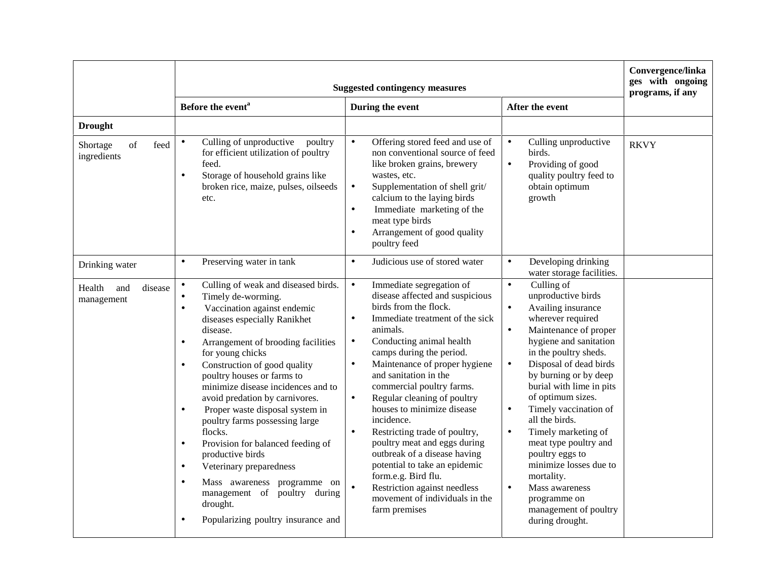| | Suggested contingency measures | | | Convergence/linkages with ongoing programs, if any |
|---|---|---|---|---|
| | Before the event[a] | During the event | After the event | |
| **Drought** | | | | |
| Shortage of feed ingredients | • Culling of unproductive poultry for efficient utilization of poultry feed.<br>• Storage of household grains like broken rice, maize, pulses, oilseeds etc. | • Offering stored feed and use of non conventional source of feed like broken grains, brewery wastes, etc.<br>• Supplementation of shell grit/ calcium to the laying birds<br>• Immediate marketing of the meat type birds<br>• Arrangement of good quality poultry feed | • Culling unproductive birds.<br>• Providing of good quality poultry feed to obtain optimum growth | RKVY |
| Drinking water | • Preserving water in tank | • Judicious use of stored water | • Developing drinking water storage facilities. | |
| Health and disease management | • Culling of weak and diseased birds.<br>• Timely de-worming.<br>• Vaccination against endemic diseases especially Ranikhet disease.<br>• Arrangement of brooding facilities for young chicks<br>• Construction of good quality poultry houses or farms to minimize disease incidences and to avoid predation by carnivores.<br>• Proper waste disposal system in poultry farms possessing large flocks.<br>• Provision for balanced feeding of productive birds<br>• Veterinary preparedness<br>• Mass awareness programme on management of poultry during drought.<br>• Popularizing poultry insurance and | • Immediate segregation of disease affected and suspicious birds from the flock.<br>• Immediate treatment of the sick animals.<br>• Conducting animal health camps during the period.<br>• Maintenance of proper hygiene and sanitation in the commercial poultry farms.<br>• Regular cleaning of poultry houses to minimize disease incidence.<br>• Restricting trade of poultry, poultry meat and eggs during outbreak of a disease having potential to take an epidemic form.e.g. Bird flu.<br>• Restriction against needless movement of individuals in the farm premises | • Culling of unproductive birds<br>• Availing insurance wherever required<br>• Maintenance of proper hygiene and sanitation in the poultry sheds.<br>• Disposal of dead birds by burning or by deep burial with lime in pits of optimum sizes.<br>• Timely vaccination of all the birds.<br>• Timely marketing of meat type poultry and poultry eggs to minimize losses due to mortality.<br>• Mass awareness programme on management of poultry during drought. | |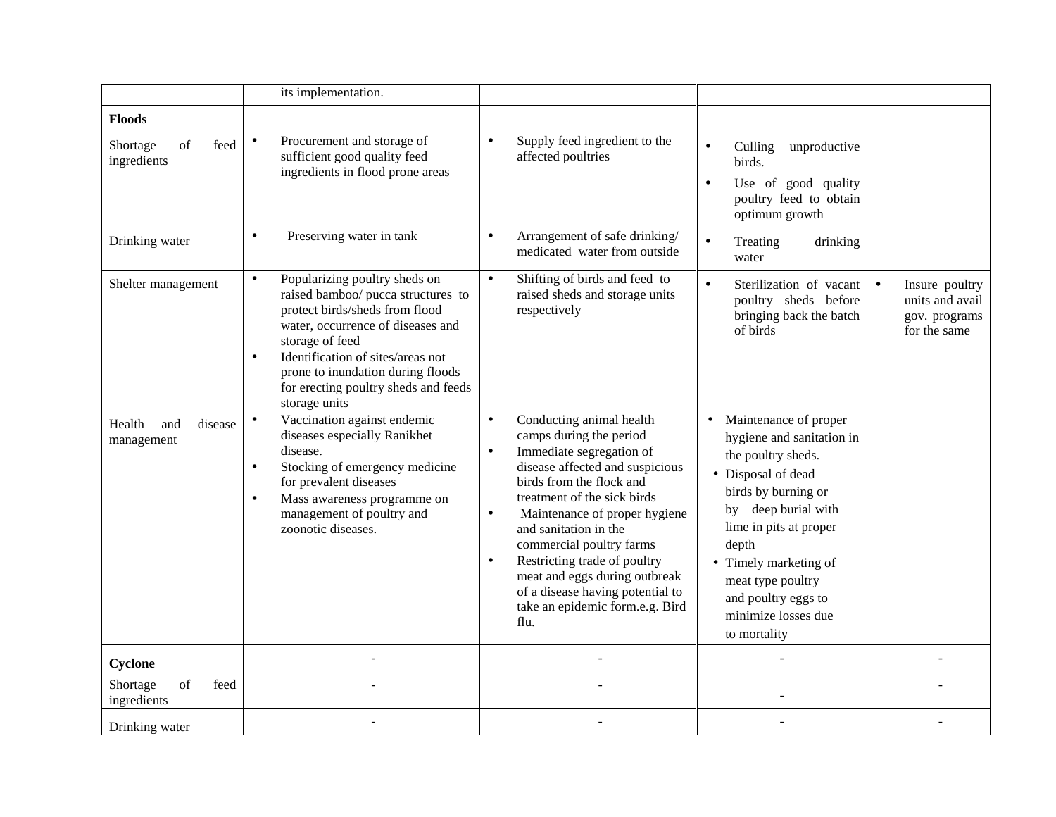| | | | | |
|---|---|---|---|---|
| | its implementation. | | | |
| **Floods** | | | | |
| Shortage of feed ingredients | • Procurement and storage of sufficient good quality feed ingredients in flood prone areas | • Supply feed ingredient to the affected poultries | • Culling unproductive birds. <br> • Use of good quality poultry feed to obtain optimum growth | |
| Drinking water | • Preserving water in tank | • Arrangement of safe drinking/ medicated water from outside | • Treating drinking water | |
| Shelter management | • Popularizing poultry sheds on raised bamboo/ pucca structures to protect birds/sheds from flood water, occurrence of diseases and storage of feed <br> • Identification of sites/areas not prone to inundation during floods for erecting poultry sheds and feeds storage units | • Shifting of birds and feed to raised sheds and storage units respectively | • Sterilization of vacant poultry sheds before bringing back the batch of birds | • Insure poultry units and avail gov. programs for the same |
| Health and disease management | • Vaccination against endemic diseases especially Ranikhet disease. <br> • Stocking of emergency medicine for prevalent diseases <br> • Mass awareness programme on management of poultry and zoonotic diseases. | • Conducting animal health camps during the period <br> • Immediate segregation of disease affected and suspicious birds from the flock and treatment of the sick birds <br> • Maintenance of proper hygiene and sanitation in the commercial poultry farms <br> • Restricting trade of poultry meat and eggs during outbreak of a disease having potential to take an epidemic form.e.g. Bird flu. | • Maintenance of proper hygiene and sanitation in the poultry sheds. <br> • Disposal of dead birds by burning or by deep burial with lime in pits at proper depth <br> • Timely marketing of meat type poultry and poultry eggs to minimize losses due to mortality | |
| **Cyclone** | - | - | - | - |
| Shortage of feed ingredients | - | - | - | - |
| Drinking water | - | - | - | - |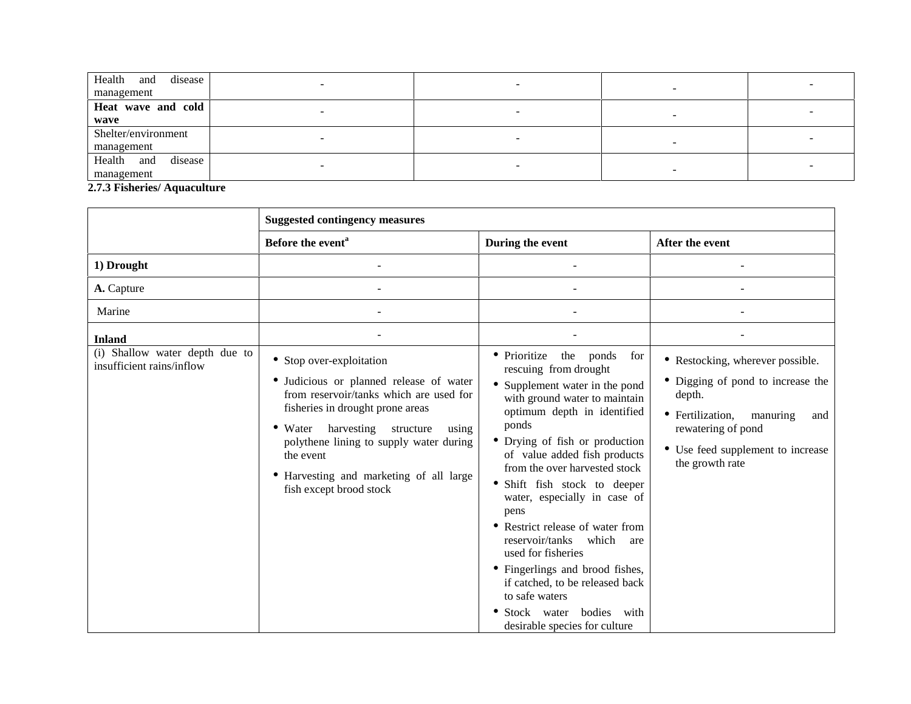| Health and disease management | - | - | - | - |
|---|---|---|---|---|
| **Heat wave and cold wave** | - | - | - | - |
| Shelter/environment management | - | - | - | - |
| Health and disease management | - | - | - | - |

### 2.7.3 Fisheries/ Aquaculture

| | **Suggested contingency measures** | | |
|---|---|---|---|
| | **Before the event**[a] | **During the event** | **After the event** |
| **1) Drought** | - | - | - |
| **A.** Capture | - | - | - |
| Marine | - | - | - |
| **Inland** | - | - | - |
| (i) Shallow water depth due to insufficient rains/inflow | • Stop over-exploitation<br>• Judicious or planned release of water from reservoir/tanks which are used for fisheries in drought prone areas<br>• Water harvesting structure using polythene lining to supply water during the event<br>• Harvesting and marketing of all large fish except brood stock | • Prioritize the ponds for rescuing from drought<br>• Supplement water in the pond with ground water to maintain optimum depth in identified ponds<br>• Drying of fish or production of value added fish products from the over harvested stock<br>• Shift fish stock to deeper water, especially in case of pens<br>• Restrict release of water from reservoir/tanks which are used for fisheries<br>• Fingerlings and brood fishes, if catched, to be released back to safe waters<br>• Stock water bodies with desirable species for culture | • Restocking, wherever possible.<br>• Digging of pond to increase the depth.<br>• Fertilization, manuring and rewatering of pond<br>• Use feed supplement to increase the growth rate |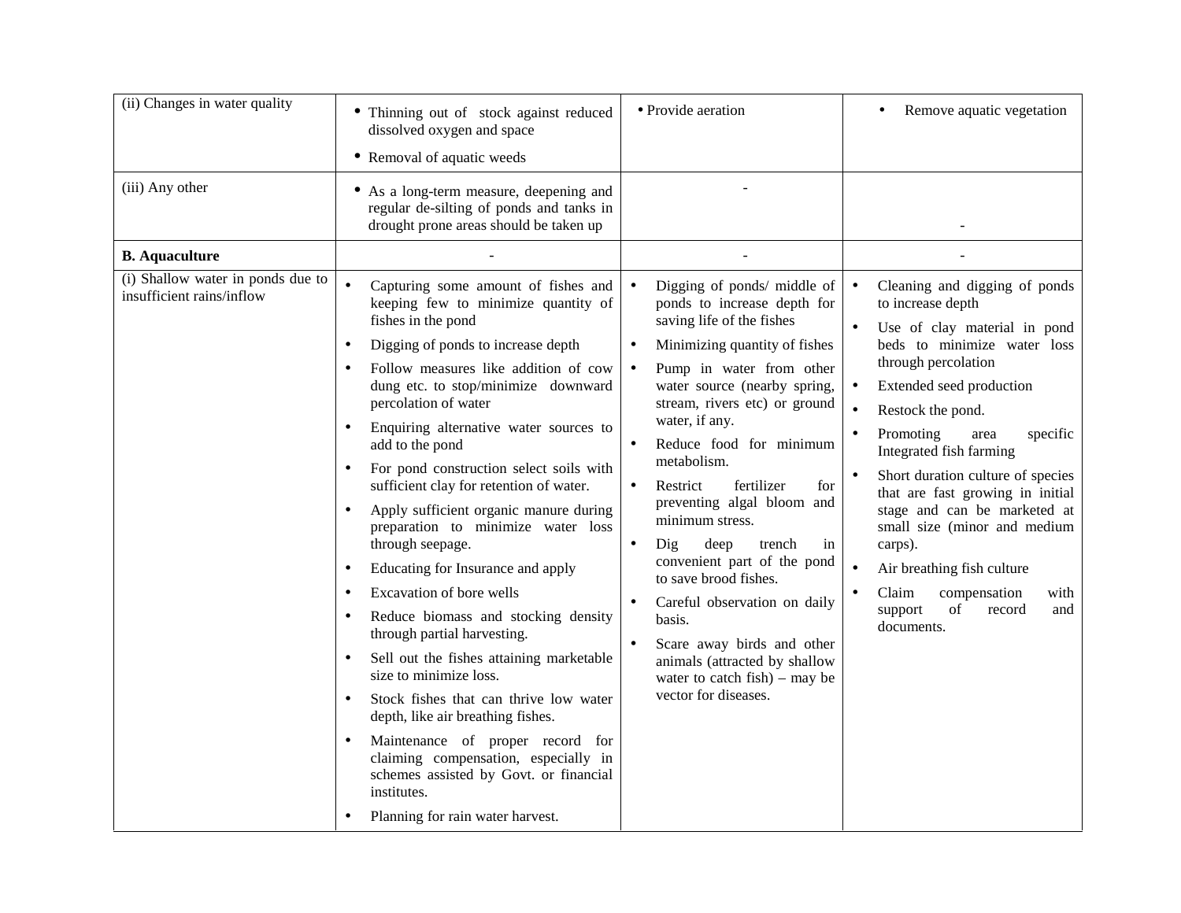| (ii) Changes in water quality | • Thinning out of stock against reduced dissolved oxygen and space<br>• Removal of aquatic weeds | • Provide aeration | • Remove aquatic vegetation |
|---|---|---|---|
| (iii) Any other | • As a long-term measure, deepening and regular de-silting of ponds and tanks in drought prone areas should be taken up | - | - |
| **B. Aquaculture** | - | - | - |
| (i) Shallow water in ponds due to insufficient rains/inflow | • Capturing some amount of fishes and keeping few to minimize quantity of fishes in the pond<br>• Digging of ponds to increase depth<br>• Follow measures like addition of cow dung etc. to stop/minimize downward percolation of water<br>• Enquiring alternative water sources to add to the pond<br>• For pond construction select soils with sufficient clay for retention of water.<br>• Apply sufficient organic manure during preparation to minimize water loss through seepage.<br>• Educating for Insurance and apply<br>• Excavation of bore wells<br>• Reduce biomass and stocking density through partial harvesting.<br>• Sell out the fishes attaining marketable size to minimize loss.<br>• Stock fishes that can thrive low water depth, like air breathing fishes.<br>• Maintenance of proper record for claiming compensation, especially in schemes assisted by Govt. or financial institutes.<br>• Planning for rain water harvest. | • Digging of ponds/ middle of ponds to increase depth for saving life of the fishes<br>• Minimizing quantity of fishes<br>• Pump in water from other water source (nearby spring, stream, rivers etc) or ground water, if any.<br>• Reduce food for minimum metabolism.<br>• Restrict fertilizer for preventing algal bloom and minimum stress.<br>• Dig deep trench in convenient part of the pond to save brood fishes.<br>• Careful observation on daily basis.<br>• Scare away birds and other animals (attracted by shallow water to catch fish) – may be vector for diseases. | • Cleaning and digging of ponds to increase depth<br>• Use of clay material in pond beds to minimize water loss through percolation<br>• Extended seed production<br>• Restock the pond.<br>• Promoting area specific Integrated fish farming<br>• Short duration culture of species that are fast growing in initial stage and can be marketed at small size (minor and medium carps).<br>• Air breathing fish culture<br>• Claim compensation with support of record and documents. |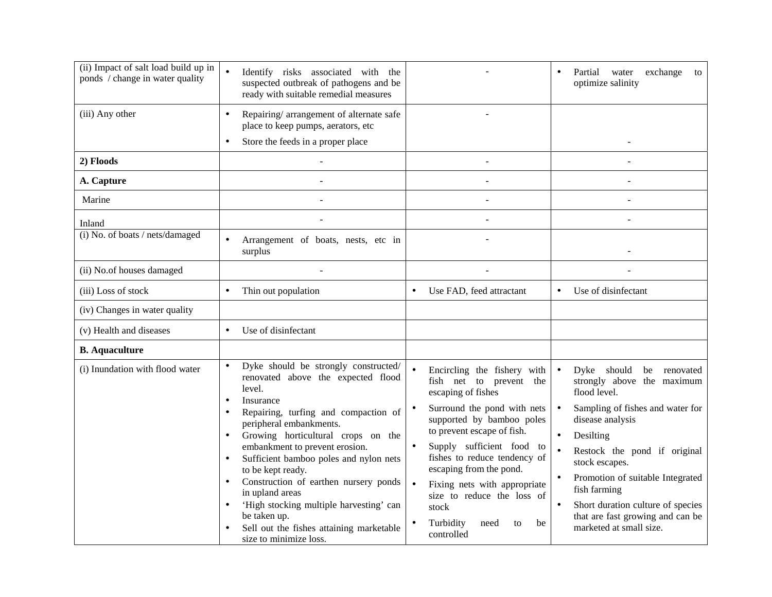| | | | |
|---|---|---|---|
| (ii) Impact of salt load build up in ponds / change in water quality | • Identify risks associated with the suspected outbreak of pathogens and be ready with suitable remedial measures | - | • Partial water exchange to optimize salinity |
| (iii) Any other | • Repairing/ arrangement of alternate safe place to keep pumps, aerators, etc<br>• Store the feeds in a proper place | - | - |
| **2) Floods** | - | - | - |
| **A. Capture** | - | - | - |
| Marine | - | - | - |
| Inland | - | - | - |
| (i) No. of boats / nets/damaged | • Arrangement of boats, nests, etc in surplus | - | - |
| (ii) No.of houses damaged | - | - | - |
| (iii) Loss of stock | • Thin out population | • Use FAD, feed attractant | • Use of disinfectant |
| (iv) Changes in water quality | | | |
| (v) Health and diseases | • Use of disinfectant | | |
| **B. Aquaculture** | | | |
| (i) Inundation with flood water | • Dyke should be strongly constructed/ renovated above the expected flood level.<br>• Insurance<br>• Repairing, turfing and compaction of peripheral embankments.<br>• Growing horticultural crops on the embankment to prevent erosion.<br>• Sufficient bamboo poles and nylon nets to be kept ready.<br>• Construction of earthen nursery ponds in upland areas<br>• 'High stocking multiple harvesting' can be taken up.<br>• Sell out the fishes attaining marketable size to minimize loss. | • Encircling the fishery with fish net to prevent the escaping of fishes<br>• Surround the pond with nets supported by bamboo poles to prevent escape of fish.<br>• Supply sufficient food to fishes to reduce tendency of escaping from the pond.<br>• Fixing nets with appropriate size to reduce the loss of stock<br>• Turbidity need to be controlled | • Dyke should be renovated strongly above the maximum flood level.<br>• Sampling of fishes and water for disease analysis<br>• Desilting<br>• Restock the pond if original stock escapes.<br>• Promotion of suitable Integrated fish farming<br>• Short duration culture of species that are fast growing and can be marketed at small size. |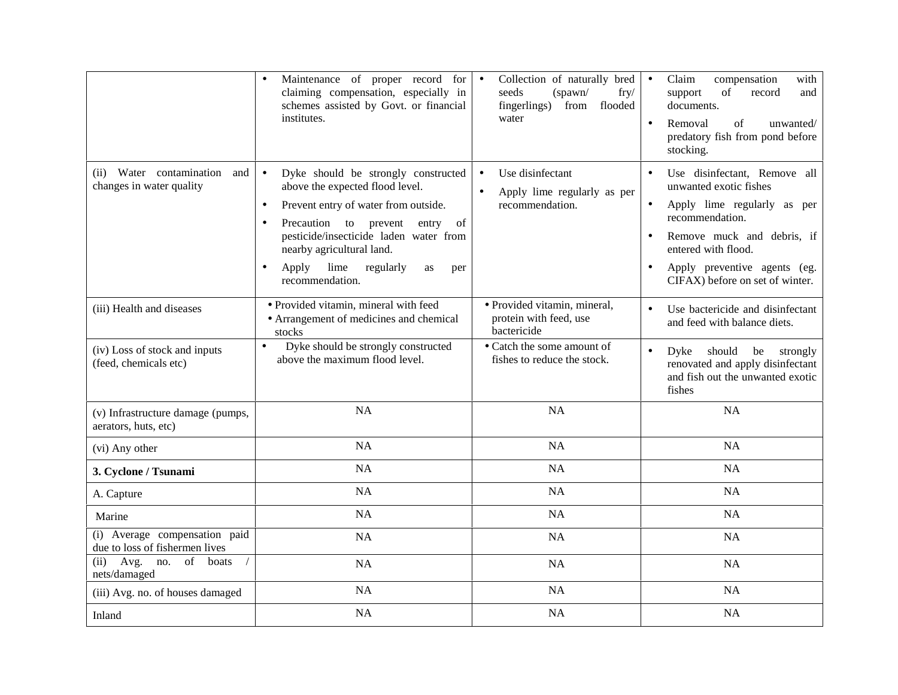| | | | |
|---|---|---|---|
| | • Maintenance of proper record for claiming compensation, especially in schemes assisted by Govt. or financial institutes. | • Collection of naturally bred seeds (spawn/ fry/ fingerlings) from flooded water | • Claim compensation with support of record and documents.<br>• Removal of unwanted/ predatory fish from pond before stocking. |
| (ii) Water contamination and changes in water quality | • Dyke should be strongly constructed above the expected flood level.<br>• Prevent entry of water from outside.<br>• Precaution to prevent entry of pesticide/insecticide laden water from nearby agricultural land.<br>• Apply lime regularly as per recommendation. | • Use disinfectant<br>• Apply lime regularly as per recommendation. | • Use disinfectant, Remove all unwanted exotic fishes<br>• Apply lime regularly as per recommendation.<br>• Remove muck and debris, if entered with flood.<br>• Apply preventive agents (eg. CIFAX) before on set of winter. |
| (iii) Health and diseases | • Provided vitamin, mineral with feed<br>• Arrangement of medicines and chemical stocks | • Provided vitamin, mineral, protein with feed, use bactericide | • Use bactericide and disinfectant and feed with balance diets. |
| (iv) Loss of stock and inputs (feed, chemicals etc) | • Dyke should be strongly constructed above the maximum flood level. | • Catch the some amount of fishes to reduce the stock. | • Dyke should be strongly renovated and apply disinfectant and fish out the unwanted exotic fishes |
| (v) Infrastructure damage (pumps, aerators, huts, etc) | NA | NA | NA |
| (vi) Any other | NA | NA | NA |
| **3. Cyclone / Tsunami** | NA | NA | NA |
| A. Capture | NA | NA | NA |
| Marine | NA | NA | NA |
| (i) Average compensation paid due to loss of fishermen lives | NA | NA | NA |
| (ii) Avg. no. of boats / nets/damaged | NA | NA | NA |
| (iii) Avg. no. of houses damaged | NA | NA | NA |
| Inland | NA | NA | NA |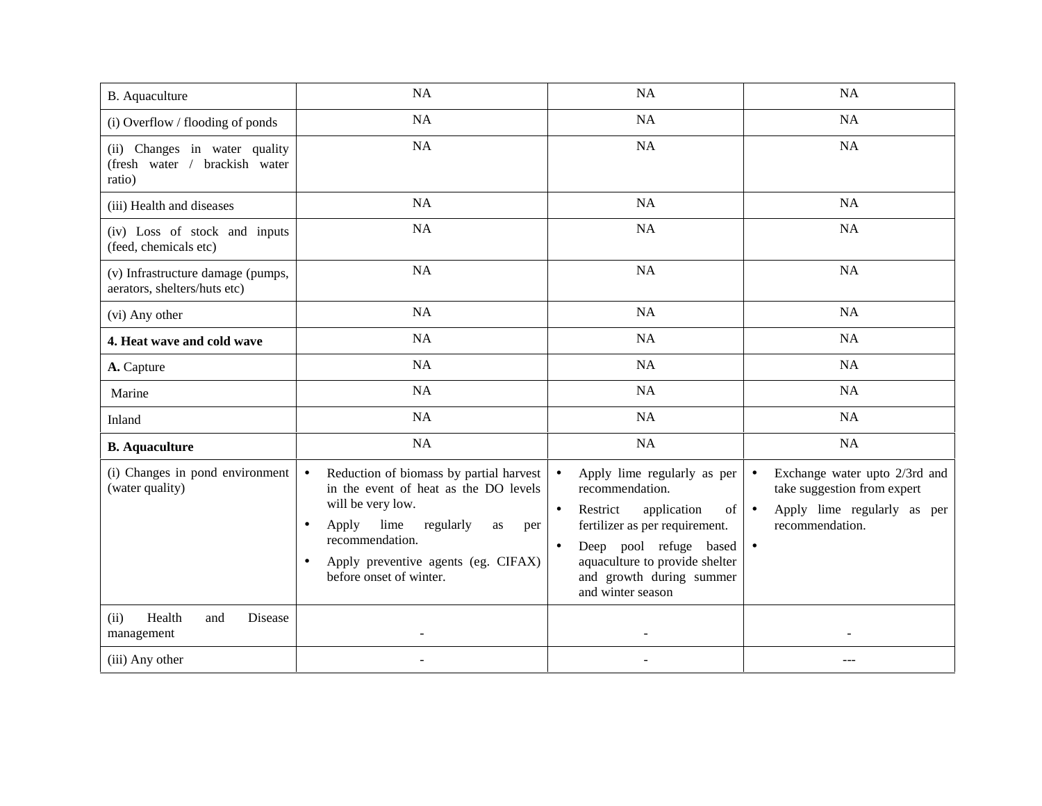| | | | |
|---|---|---|---|
| B. Aquaculture | NA | NA | NA |
| (i) Overflow / flooding of ponds | NA | NA | NA |
| (ii) Changes in water quality (fresh water / brackish water ratio) | NA | NA | NA |
| (iii) Health and diseases | NA | NA | NA |
| (iv) Loss of stock and inputs (feed, chemicals etc) | NA | NA | NA |
| (v) Infrastructure damage (pumps, aerators, shelters/huts etc) | NA | NA | NA |
| (vi) Any other | NA | NA | NA |
| **4. Heat wave and cold wave** | NA | NA | NA |
| **A.** Capture | NA | NA | NA |
| Marine | NA | NA | NA |
| Inland | NA | NA | NA |
| **B. Aquaculture** | NA | NA | NA |
| (i) Changes in pond environment (water quality) | • Reduction of biomass by partial harvest in the event of heat as the DO levels will be very low. <br> • Apply lime regularly as per recommendation. <br> • Apply preventive agents (eg. CIFAX) before onset of winter. | • Apply lime regularly as per recommendation. <br> • Restrict application of fertilizer as per requirement. <br> • Deep pool refuge based aquaculture to provide shelter and growth during summer and winter season | • Exchange water upto 2/3rd and take suggestion from expert <br> • Apply lime regularly as per recommendation. <br> • |
| (ii) Health and Disease management | - | - | - |
| (iii) Any other | - | - | --- |